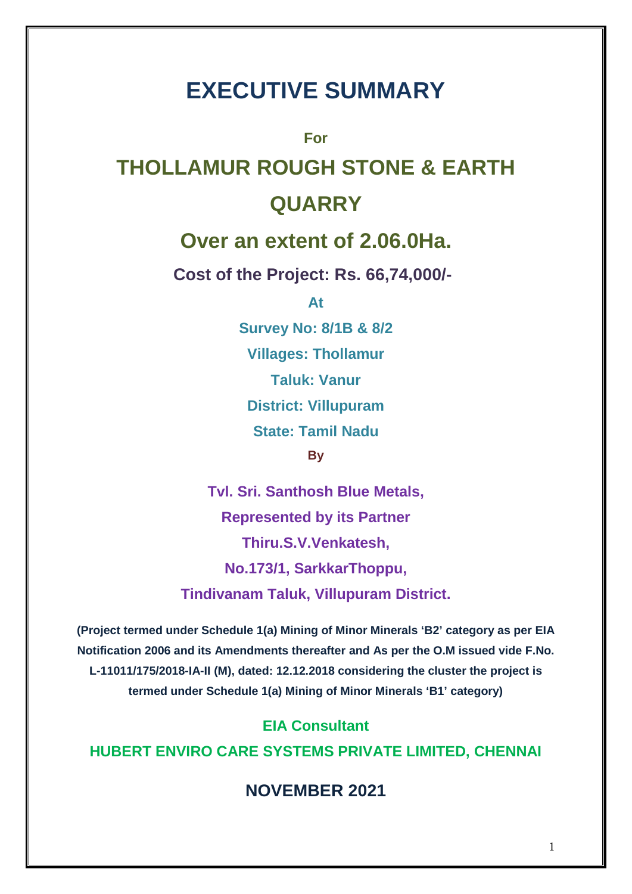# EXECUTIVE SUMMARY

**For**

## THOLLAMUR ROUGH STONE & EARTH QUARRY

## Over an extent of 2.06.0Ha.

**Cost of the Project: Rs. 66,74,000/-**

**At**

**Survey No: 8/1B & 8/2**

**Villages: Thollamur**

**Taluk: Vanur**

**District: Villupuram**

**State: Tamil Nadu**

**By**

**Tvl. Sri. Santhosh Blue Metals,**

**Represented by its Partner**

**Thiru.S.V.Venkatesh,**

**No.173/1, SarkkarThoppu,**

**Tindivanam Taluk, Villupuram District.**

**(Project termed under Schedule 1(a) Mining of Minor Minerals 'B2' category as per EIA Notification 2006 and its Amendments thereafter and As per the O.M issued vide F.No. L-11011/175/2018-IA-II (M), dated: 12.12.2018 considering the cluster the project is termed under Schedule 1(a) Mining of Minor Minerals 'B1' category)**

**EIA Consultant**

**HUBERT ENVIRO CARE SYSTEMS PRIVATE LIMITED, CHENNAI**

**NOVEMBER 2021**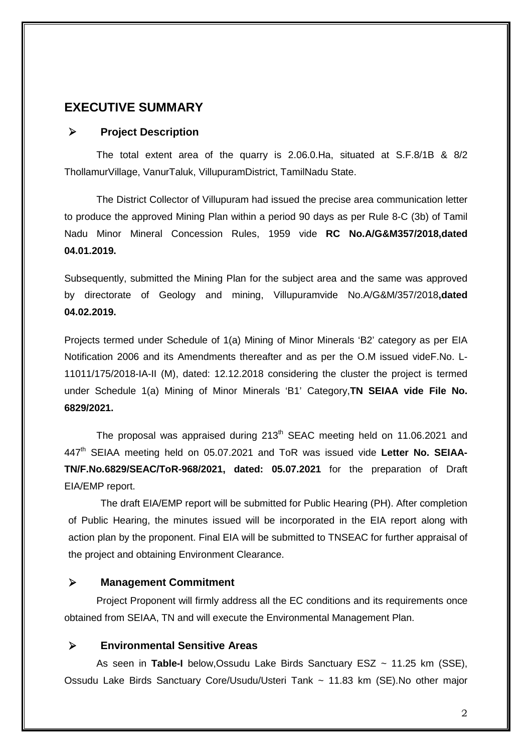# EXECUTIVE SUMMARY

## ➢ Project Description

The total extent area of the quarry is 2.06.0.Ha, situated at S.F.8/1B & 8/2 ThollamurVillage, VanurTaluk, VillupuramDistrict, TamilNadu State.

The District Collector of Villupuram had issued the precise area communication letter to produce the approved Mining Plan within a period 90 days as per Rule 8-C (3b) of Tamil Nadu Minor Mineral Concession Rules, 1959 vide **RC No.A/G&M357/2018,dated 04.01.2019.**

Subsequently, submitted the Mining Plan for the subject area and the same was approved by directorate of Geology and mining, Villupuramvide No.A/G&M/357/2018**,dated 04.02.2019.**

Projects termed under Schedule of 1(a) Mining of Minor Minerals 'B2' category as per EIA Notification 2006 and its Amendments thereafter and as per the O.M issued videF.No. L-11011/175/2018-IA-II (M), dated: 12.12.2018 considering the cluster the project is termed under Schedule 1(a) Mining of Minor Minerals 'B1' Category,**TN SEIAA vide File No. 6829/2021.**

The proposal was appraised during 213$^{th}$ SEAC meeting held on 11.06.2021 and 447$^{th}$ SEIAA meeting held on 05.07.2021 and ToR was issued vide **Letter No. SEIAA-TN/F.No.6829/SEAC/ToR-968/2021, dated: 05.07.2021** for the preparation of Draft EIA/EMP report.

The draft EIA/EMP report will be submitted for Public Hearing (PH). After completion of Public Hearing, the minutes issued will be incorporated in the EIA report along with action plan by the proponent. Final EIA will be submitted to TNSEAC for further appraisal of the project and obtaining Environment Clearance.

## ➢ Management Commitment

Project Proponent will firmly address all the EC conditions and its requirements once obtained from SEIAA, TN and will execute the Environmental Management Plan.

## ➢ Environmental Sensitive Areas

As seen in **Table-I** below,Ossudu Lake Birds Sanctuary ESZ ~ 11.25 km (SSE), Ossudu Lake Birds Sanctuary Core/Usudu/Usteri Tank ~ 11.83 km (SE).No other major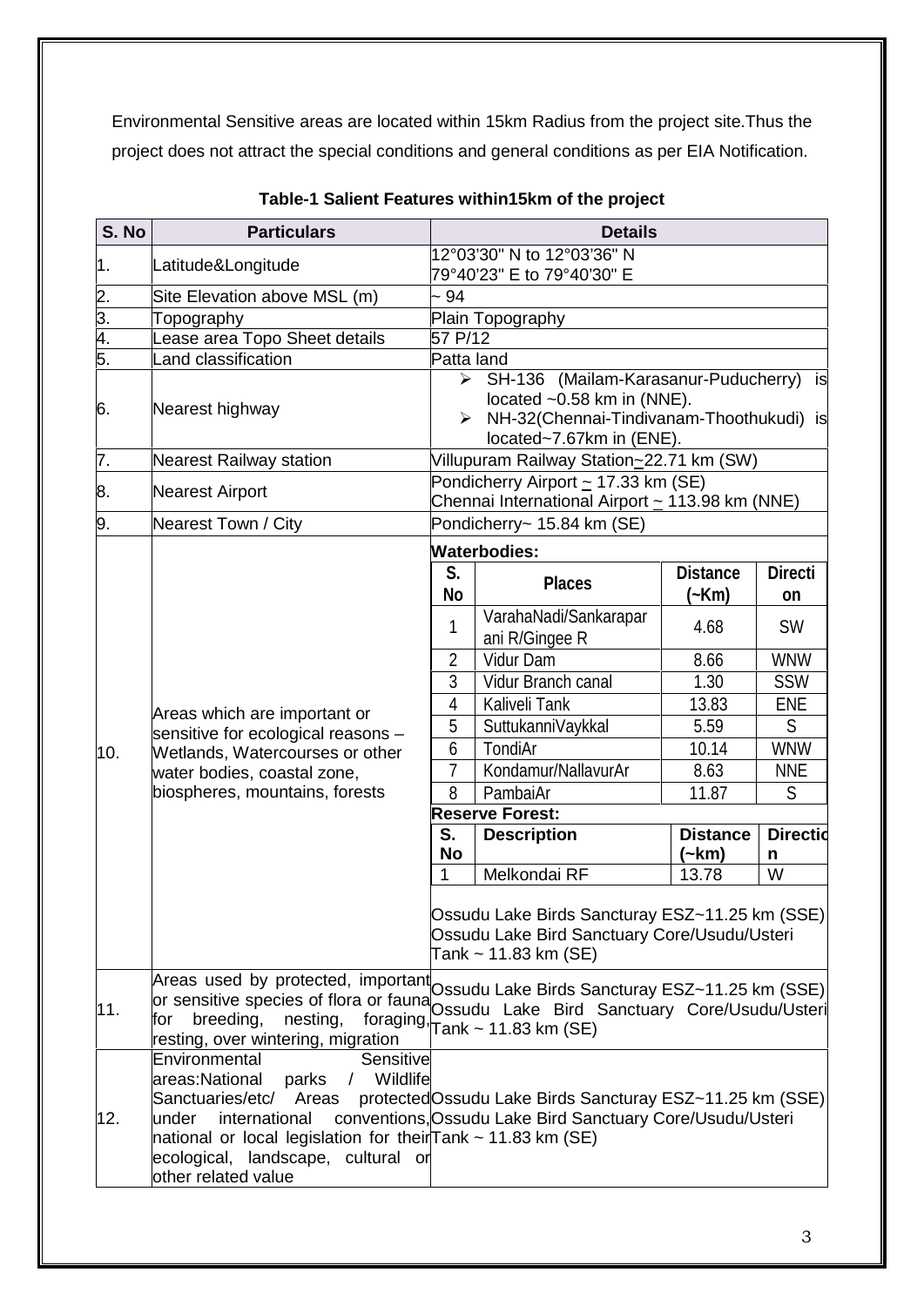Environmental Sensitive areas are located within 15km Radius from the project site.Thus the project does not attract the special conditions and general conditions as per EIA Notification.

**Table-1 Salient Features within15km of the project**

| S. No | Particulars | Details |
|---|---|---|
| 1. | Latitude&Longitude | 12°03'30" N to 12°03'36" N<br>79°40'23" E to 79°40'30" E |
| 2. | Site Elevation above MSL (m) | ~ 94 |
| 3. | Topography | Plain Topography |
| 4. | Lease area Topo Sheet details | 57 P/12 |
| 5. | Land classification | Patta land |
| 6. | Nearest highway | ➢ SH-136 (Mailam-Karasanur-Puducherry) is located ~0.58 km in (NNE).<br>➢ NH-32(Chennai-Tindivanam-Thoothukudi) is located~7.67km in (ENE). |
| 7. | Nearest Railway station | Villupuram Railway Station~22.71 km (SW) |
| 8. | Nearest Airport | Pondicherry Airport ~ 17.33 km (SE)<br>Chennai International Airport ~ 113.98 km (NNE) |
| 9. | Nearest Town / City | Pondicherry~ 15.84 km (SE) |
| 10. | Areas which are important or sensitive for ecological reasons – Wetlands, Watercourses or other water bodies, coastal zone, biospheres, mountains, forests | **Waterbodies:**<br>1. VarahaNadi/Sankaraparani R/Gingee R – 4.68 km – SW<br>2. Vidur Dam – 8.66 km – WNW<br>3. Vidur Branch canal – 1.30 km – SSW<br>4. Kaliveli Tank – 13.83 km – ENE<br>5. SuttukanniVaykkal – 5.59 km – S<br>6. TondiAr – 10.14 km – WNW<br>7. Kondamur/NallavurAr – 8.63 km – NNE<br>8. PambaiAr – 11.87 km – S<br>**Reserve Forest:**<br>1. Melkondai RF – 13.78 km – W<br>Ossudu Lake Birds Sancturay ESZ~11.25 km (SSE)<br>Ossudu Lake Bird Sanctuary Core/Usudu/Usteri Tank ~ 11.83 km (SE) |
| 11. | Areas used by protected, important or sensitive species of flora or fauna for breeding, nesting, foraging, resting, over wintering, migration | Ossudu Lake Birds Sancturay ESZ~11.25 km (SSE)<br>Ossudu Lake Bird Sanctuary Core/Usudu/Usteri Tank ~ 11.83 km (SE) |
| 12. | Environmental Sensitive areas:National parks / Wildlife Sanctuaries/etc/ Areas protected under international conventions, national or local legislation for their ecological, landscape, cultural or other related value | Ossudu Lake Birds Sancturay ESZ~11.25 km (SSE)<br>Ossudu Lake Bird Sanctuary Core/Usudu/Usteri Tank ~ 11.83 km (SE) |

**Waterbodies (S. No 10 details):**

| S. No | Places | Distance (~Km) | Direction |
|---|---|---|---|
| 1 | VarahaNadi/Sankaraparani R/Gingee R | 4.68 | SW |
| 2 | Vidur Dam | 8.66 | WNW |
| 3 | Vidur Branch canal | 1.30 | SSW |
| 4 | Kaliveli Tank | 13.83 | ENE |
| 5 | SuttukanniVaykkal | 5.59 | S |
| 6 | TondiAr | 10.14 | WNW |
| 7 | Kondamur/NallavurAr | 8.63 | NNE |
| 8 | PambaiAr | 11.87 | S |

**Reserve Forest:**

| S. No | Description | Distance (~km) | Direction |
|---|---|---|---|
| 1 | Melkondai RF | 13.78 | W |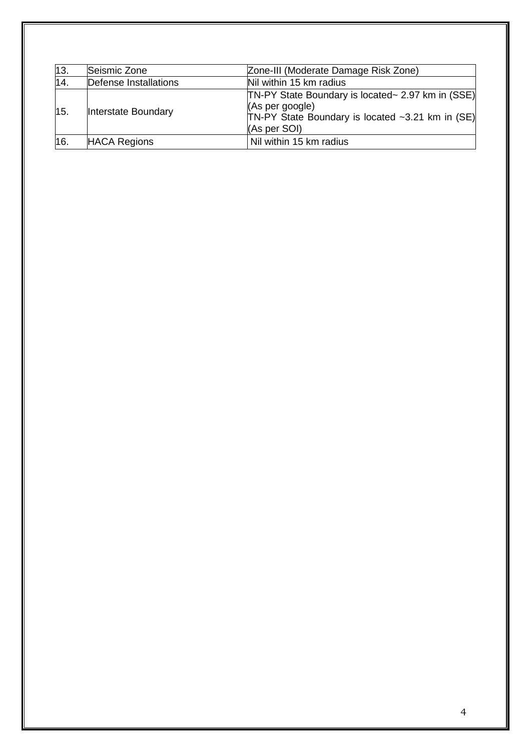| 13. | Seismic Zone | Zone-III (Moderate Damage Risk Zone) |
|---|---|---|
| 14. | Defense Installations | Nil within 15 km radius |
| 15. | Interstate Boundary | TN-PY State Boundary is located~ 2.97 km in (SSE) (As per google)<br>TN-PY State Boundary is located ~3.21 km in (SE) (As per SOI) |
| 16. | HACA Regions | Nil within 15 km radius |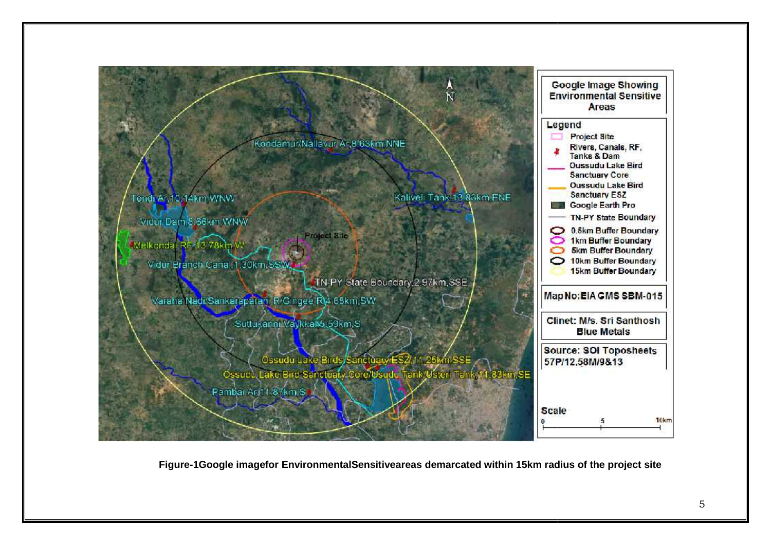Figure-1Google imagefor EnvironmentalSensitiveareas demarcated within 15km radius of the project site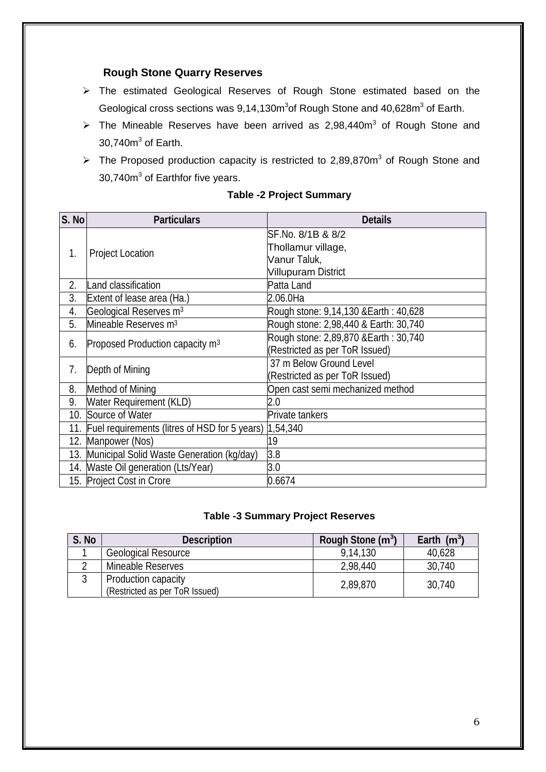### Rough Stone Quarry Reserves

- The estimated Geological Reserves of Rough Stone estimated based on the Geological cross sections was 9,14,130m$^3$of Rough Stone and 40,628m$^3$ of Earth.
- The Mineable Reserves have been arrived as 2,98,440m$^3$ of Rough Stone and 30,740m$^3$ of Earth.
- The Proposed production capacity is restricted to 2,89,870m$^3$ of Rough Stone and 30,740m$^3$ of Earthfor five years.

**Table -2 Project Summary**

| S. No | Particulars | Details |
|---|---|---|
| 1. | Project Location | SF.No. 8/1B & 8/2<br>Thollamur village,<br>Vanur Taluk,<br>Villupuram District |
| 2. | Land classification | Patta Land |
| 3. | Extent of lease area (Ha.) | 2.06.0Ha |
| 4. | Geological Reserves m$^3$ | Rough stone: 9,14,130 &Earth : 40,628 |
| 5. | Mineable Reserves m$^3$ | Rough stone: 2,98,440 & Earth: 30,740 |
| 6. | Proposed Production capacity m$^3$ | Rough stone: 2,89,870 &Earth : 30,740<br>(Restricted as per ToR Issued) |
| 7. | Depth of Mining | 37 m Below Ground Level<br>(Restricted as per ToR Issued) |
| 8. | Method of Mining | Open cast semi mechanized method |
| 9. | Water Requirement (KLD) | 2.0 |
| 10. | Source of Water | Private tankers |
| 11. | Fuel requirements (litres of HSD for 5 years) | 1,54,340 |
| 12. | Manpower (Nos) | 19 |
| 13. | Municipal Solid Waste Generation (kg/day) | 3.8 |
| 14. | Waste Oil generation (Lts/Year) | 3.0 |
| 15. | Project Cost in Crore | 0.6674 |

**Table -3 Summary Project Reserves**

| S. No | Description | Rough Stone (m$^3$) | Earth (m$^3$) |
|---|---|---|---|
| 1 | Geological Resource | 9,14,130 | 40,628 |
| 2 | Mineable Reserves | 2,98,440 | 30,740 |
| 3 | Production capacity<br>(Restricted as per ToR Issued) | 2,89,870 | 30,740 |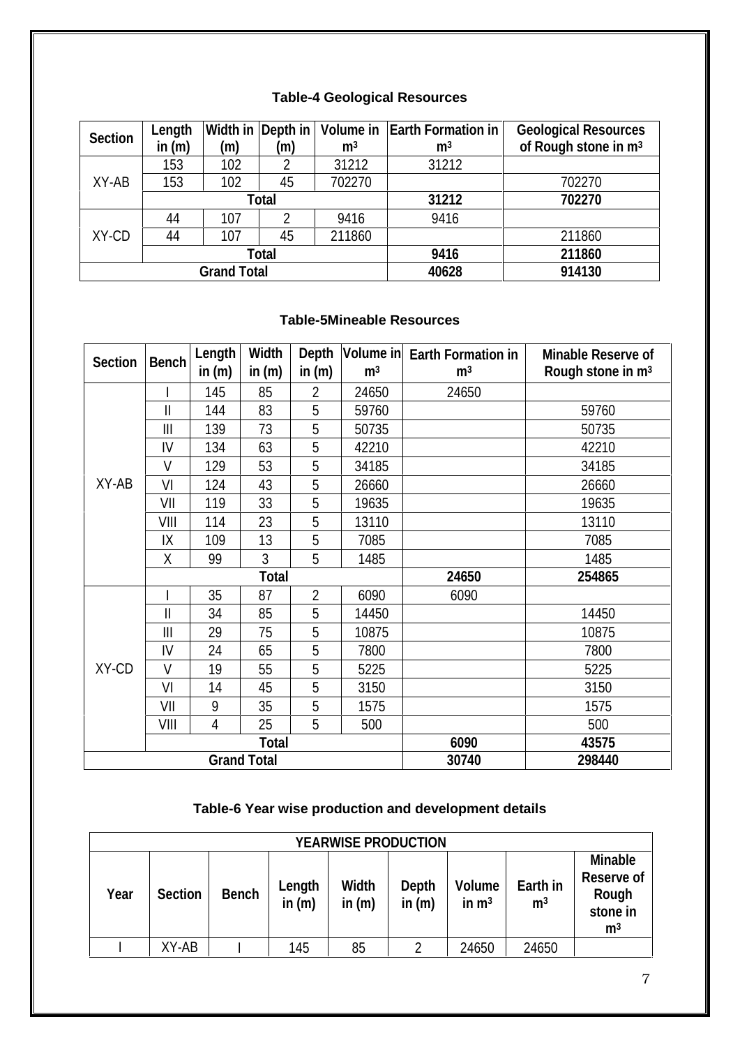### Table-4 Geological Resources

| Section | Length in (m) | Width in (m) | Depth in (m) | Volume in m³ | Earth Formation in m³ | Geological Resources of Rough stone in m³ |
|---|---|---|---|---|---|---|
| XY-AB | 153 | 102 | 2 | 31212 | 31212 | |
| | 153 | 102 | 45 | 702270 | | 702270 |
| | Total | | | | **31212** | **702270** |
| XY-CD | 44 | 107 | 2 | 9416 | 9416 | |
| | 44 | 107 | 45 | 211860 | | 211860 |
| | Total | | | | **9416** | **211860** |
| **Grand Total** | | | | | **40628** | **914130** |

### Table-5Mineable Resources

| Section | Bench | Length in (m) | Width in (m) | Depth in (m) | Volume in m³ | Earth Formation in m³ | Minable Reserve of Rough stone in m³ |
|---|---|---|---|---|---|---|---|
| XY-AB | I | 145 | 85 | 2 | 24650 | 24650 | |
| | II | 144 | 83 | 5 | 59760 | | 59760 |
| | III | 139 | 73 | 5 | 50735 | | 50735 |
| | IV | 134 | 63 | 5 | 42210 | | 42210 |
| | V | 129 | 53 | 5 | 34185 | | 34185 |
| | VI | 124 | 43 | 5 | 26660 | | 26660 |
| | VII | 119 | 33 | 5 | 19635 | | 19635 |
| | VIII | 114 | 23 | 5 | 13110 | | 13110 |
| | IX | 109 | 13 | 5 | 7085 | | 7085 |
| | X | 99 | 3 | 5 | 1485 | | 1485 |
| | Total | | | | | **24650** | **254865** |
| XY-CD | I | 35 | 87 | 2 | 6090 | 6090 | |
| | II | 34 | 85 | 5 | 14450 | | 14450 |
| | III | 29 | 75 | 5 | 10875 | | 10875 |
| | IV | 24 | 65 | 5 | 7800 | | 7800 |
| | V | 19 | 55 | 5 | 5225 | | 5225 |
| | VI | 14 | 45 | 5 | 3150 | | 3150 |
| | VII | 9 | 35 | 5 | 1575 | | 1575 |
| | VIII | 4 | 25 | 5 | 500 | | 500 |
| | Total | | | | | **6090** | **43575** |
| **Grand Total** | | | | | | **30740** | **298440** |

### Table-6 Year wise production and development details

| YEARWISE PRODUCTION | | | | | | | | |
|---|---|---|---|---|---|---|---|---|
| Year | Section | Bench | Length in (m) | Width in (m) | Depth in (m) | Volume in m³ | Earth in m³ | Minable Reserve of Rough stone in m³ |
| I | XY-AB | I | 145 | 85 | 2 | 24650 | 24650 | |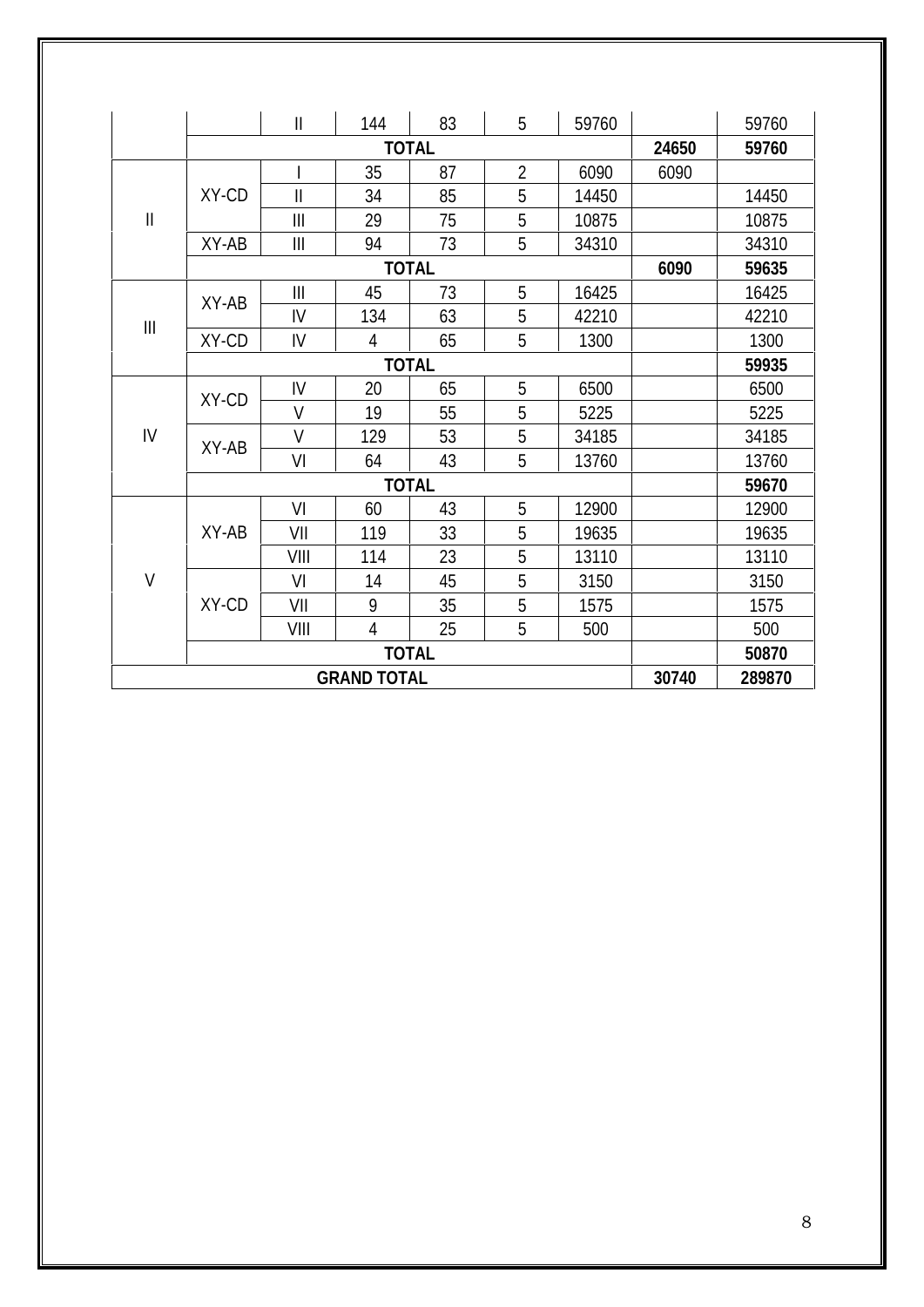| | | II | 144 | 83 | 5 | 59760 | | 59760 |
|---|---|---|---|---|---|---|---|---|
| | **TOTAL** | | | | | | **24650** | **59760** |
| II | XY-CD | I | 35 | 87 | 2 | 6090 | 6090 | |
| | | II | 34 | 85 | 5 | 14450 | | 14450 |
| | | III | 29 | 75 | 5 | 10875 | | 10875 |
| | XY-AB | III | 94 | 73 | 5 | 34310 | | 34310 |
| | **TOTAL** | | | | | | **6090** | **59635** |
| III | XY-AB | III | 45 | 73 | 5 | 16425 | | 16425 |
| | | IV | 134 | 63 | 5 | 42210 | | 42210 |
| | XY-CD | IV | 4 | 65 | 5 | 1300 | | 1300 |
| | **TOTAL** | | | | | | | **59935** |
| IV | XY-CD | IV | 20 | 65 | 5 | 6500 | | 6500 |
| | | V | 19 | 55 | 5 | 5225 | | 5225 |
| | XY-AB | V | 129 | 53 | 5 | 34185 | | 34185 |
| | | VI | 64 | 43 | 5 | 13760 | | 13760 |
| | **TOTAL** | | | | | | | **59670** |
| V | XY-AB | VI | 60 | 43 | 5 | 12900 | | 12900 |
| | | VII | 119 | 33 | 5 | 19635 | | 19635 |
| | | VIII | 114 | 23 | 5 | 13110 | | 13110 |
| | XY-CD | VI | 14 | 45 | 5 | 3150 | | 3150 |
| | | VII | 9 | 35 | 5 | 1575 | | 1575 |
| | | VIII | 4 | 25 | 5 | 500 | | 500 |
| | **TOTAL** | | | | | | | **50870** |
| **GRAND TOTAL** | | | | | | | **30740** | **289870** |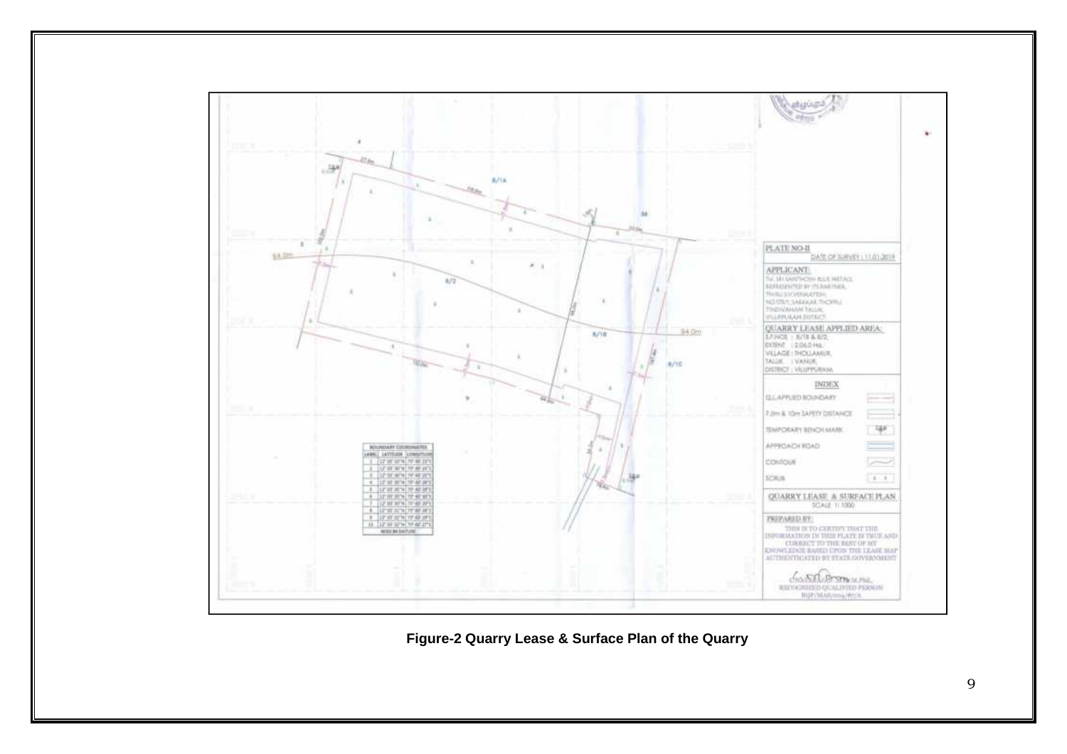**Figure-2 Quarry Lease & Surface Plan of the Quarry**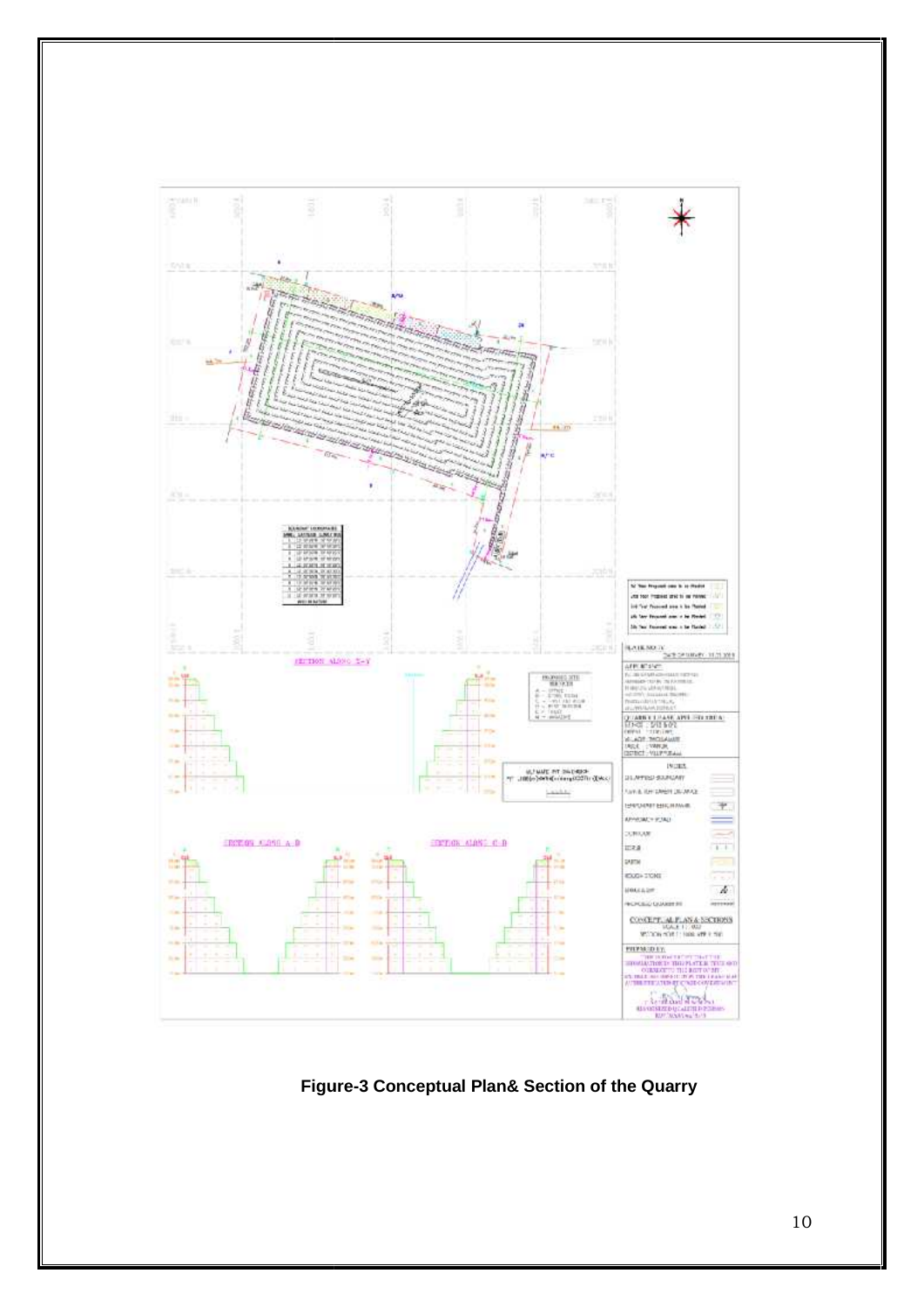**Figure-3 Conceptual Plan& Section of the Quarry**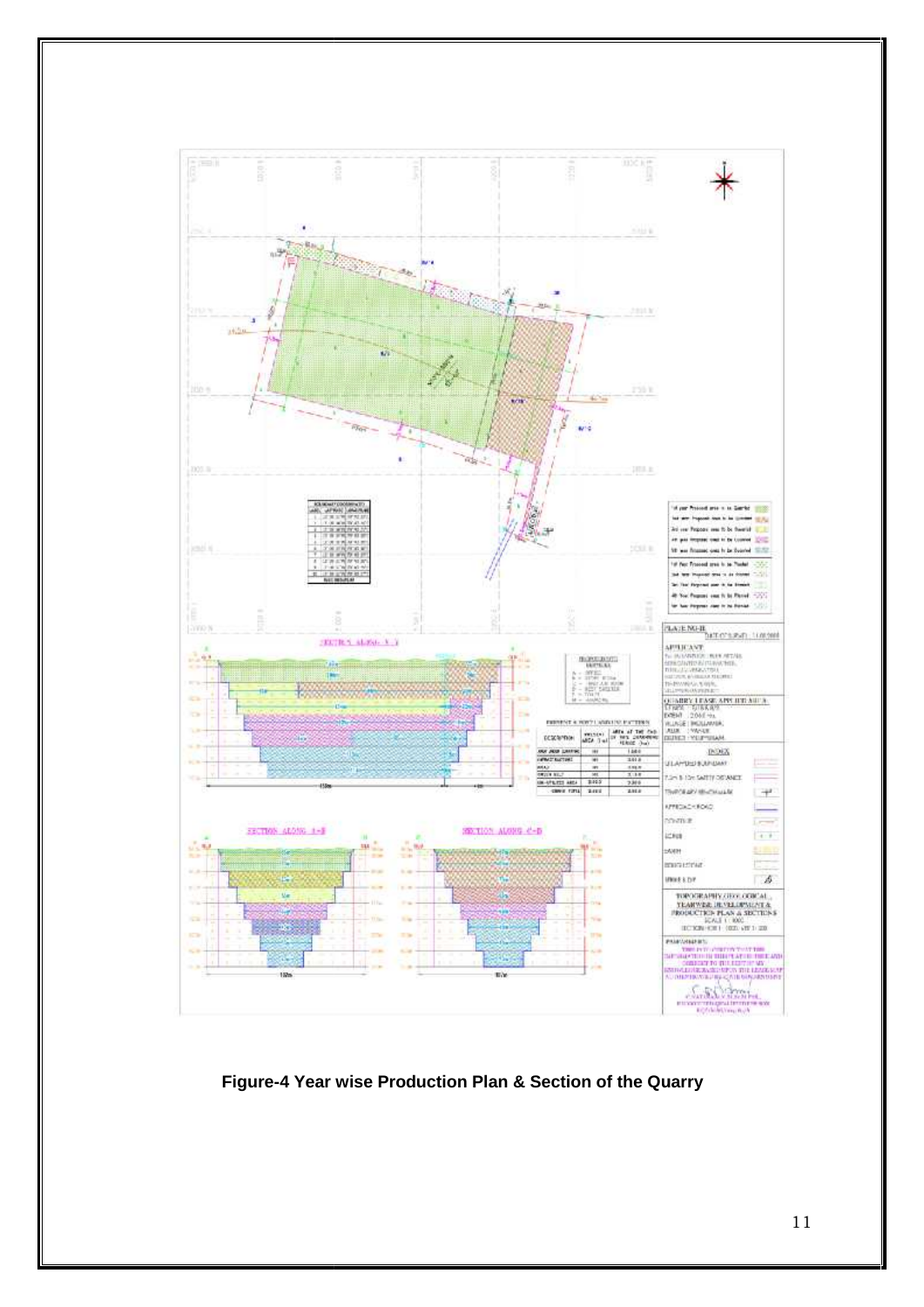**Figure-4 Year wise Production Plan & Section of the Quarry**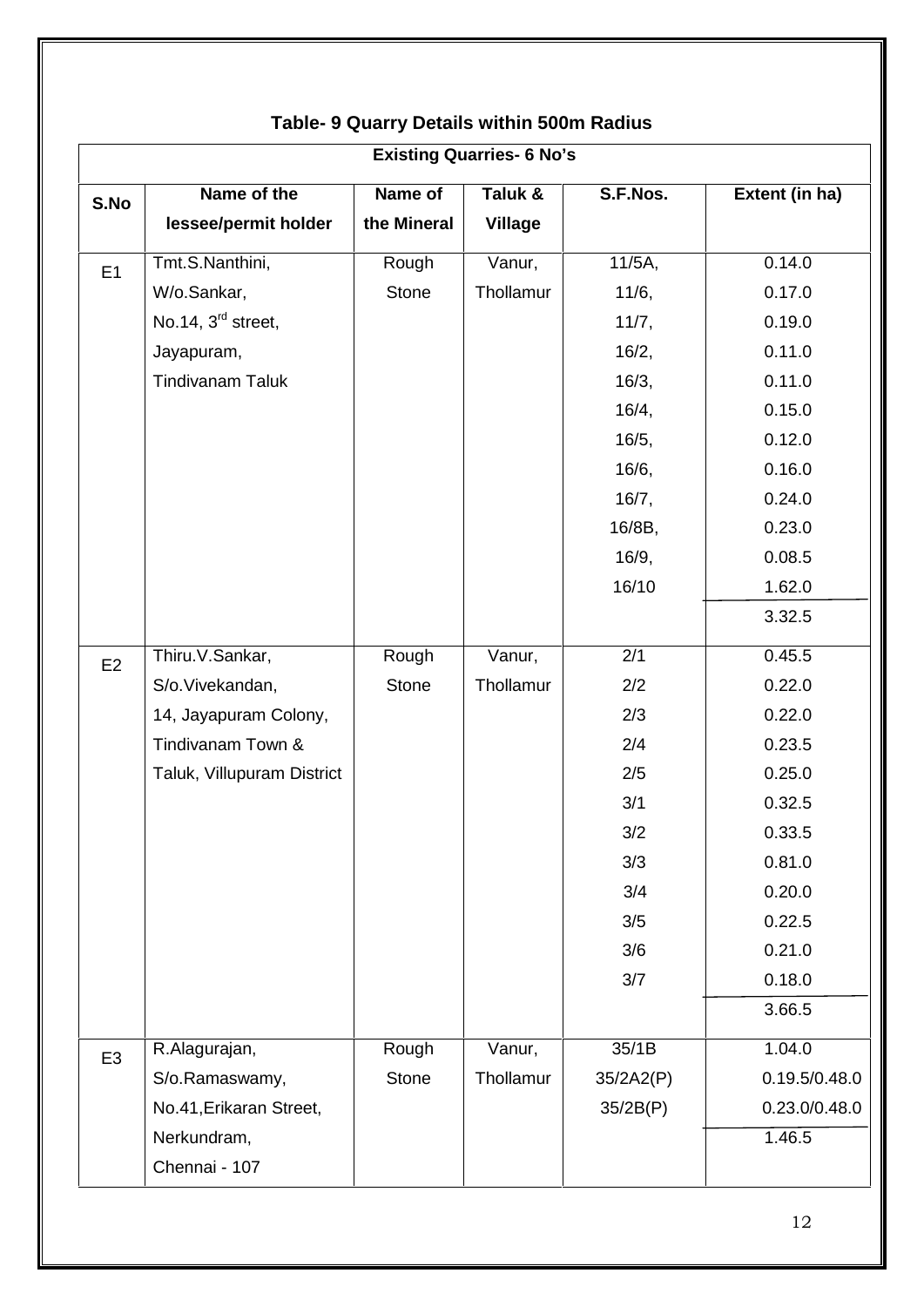**Table- 9 Quarry Details within 500m Radius**

| Existing Quarries- 6 No's | | | | | |
|---|---|---|---|---|---|
| **S.No** | **Name of the lessee/permit holder** | **Name of the Mineral** | **Taluk & Village** | **S.F.Nos.** | **Extent (in ha)** |
| E1 | Tmt.S.Nanthini, W/o.Sankar, No.14, 3rd street, Jayapuram, Tindivanam Taluk | Rough Stone | Vanur, Thollamur | 11/5A, | 0.14.0 |
| | | | | 11/6, | 0.17.0 |
| | | | | 11/7, | 0.19.0 |
| | | | | 16/2, | 0.11.0 |
| | | | | 16/3, | 0.11.0 |
| | | | | 16/4, | 0.15.0 |
| | | | | 16/5, | 0.12.0 |
| | | | | 16/6, | 0.16.0 |
| | | | | 16/7, | 0.24.0 |
| | | | | 16/8B, | 0.23.0 |
| | | | | 16/9, | 0.08.5 |
| | | | | 16/10 | 1.62.0 |
| | | | | | 3.32.5 |
| E2 | Thiru.V.Sankar, S/o.Vivekandan, 14, Jayapuram Colony, Tindivanam Town & Taluk, Villupuram District | Rough Stone | Vanur, Thollamur | 2/1 | 0.45.5 |
| | | | | 2/2 | 0.22.0 |
| | | | | 2/3 | 0.22.0 |
| | | | | 2/4 | 0.23.5 |
| | | | | 2/5 | 0.25.0 |
| | | | | 3/1 | 0.32.5 |
| | | | | 3/2 | 0.33.5 |
| | | | | 3/3 | 0.81.0 |
| | | | | 3/4 | 0.20.0 |
| | | | | 3/5 | 0.22.5 |
| | | | | 3/6 | 0.21.0 |
| | | | | 3/7 | 0.18.0 |
| | | | | | 3.66.5 |
| E3 | R.Alagurajan, S/o.Ramaswamy, No.41,Erikaran Street, Nerkundram, Chennai - 107 | Rough Stone | Vanur, Thollamur | 35/1B | 1.04.0 |
| | | | | 35/2A2(P) | 0.19.5/0.48.0 |
| | | | | 35/2B(P) | 0.23.0/0.48.0 |
| | | | | | 1.46.5 |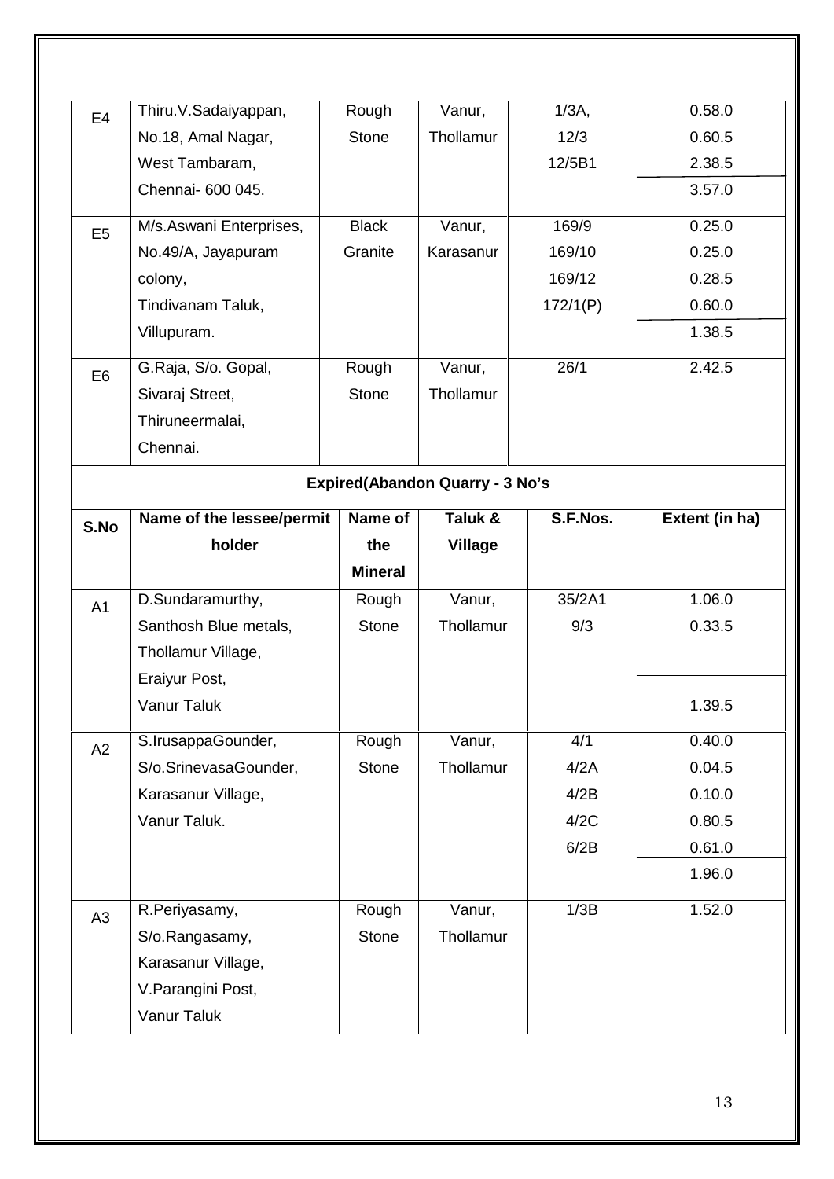| | | | | | |
|---|---|---|---|---|---|
| E4 | Thiru.V.Sadaiyappan, No.18, Amal Nagar, West Tambaram, Chennai- 600 045. | Rough Stone | Vanur, Thollamur | 1/3A, 12/3 12/5B1 | 0.58.0 0.60.5 2.38.5 3.57.0 |
| E5 | M/s.Aswani Enterprises, No.49/A, Jayapuram colony, Tindivanam Taluk, Villupuram. | Black Granite | Vanur, Karasanur | 169/9 169/10 169/12 172/1(P) | 0.25.0 0.25.0 0.28.5 0.60.0 1.38.5 |
| E6 | G.Raja, S/o. Gopal, Sivaraj Street, Thiruneermalai, Chennai. | Rough Stone | Vanur, Thollamur | 26/1 | 2.42.5 |

**Expired(Abandon Quarry - 3 No's**

| S.No | Name of the lessee/permit holder | Name of the Mineral | Taluk & Village | S.F.Nos. | Extent (in ha) |
|---|---|---|---|---|---|
| A1 | D.Sundaramurthy, Santhosh Blue metals, Thollamur Village, Eraiyur Post, Vanur Taluk | Rough Stone | Vanur, Thollamur | 35/2A1 9/3 | 1.06.0 0.33.5 1.39.5 |
| A2 | S.IrusappaGounder, S/o.SrinevasaGounder, Karasanur Village, Vanur Taluk. | Rough Stone | Vanur, Thollamur | 4/1 4/2A 4/2B 4/2C 6/2B | 0.40.0 0.04.5 0.10.0 0.80.5 0.61.0 1.96.0 |
| A3 | R.Periyasamy, S/o.Rangasamy, Karasanur Village, V.Parangini Post, Vanur Taluk | Rough Stone | Vanur, Thollamur | 1/3B | 1.52.0 |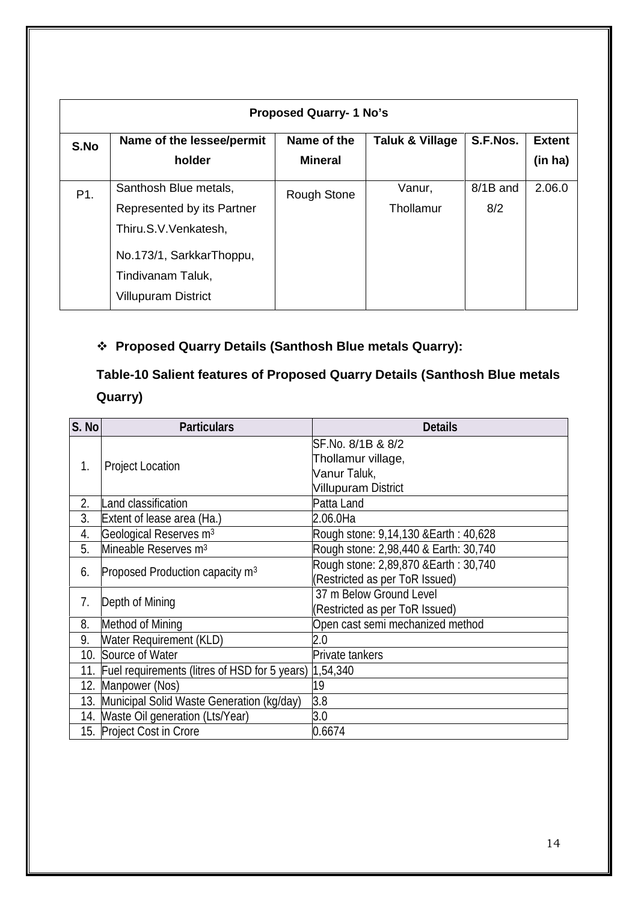| Proposed Quarry- 1 No's | | | | | |
|---|---|---|---|---|---|
| **S.No** | **Name of the lessee/permit holder** | **Name of the Mineral** | **Taluk & Village** | **S.F.Nos.** | **Extent (in ha)** |
| P1. | Santhosh Blue metals, Represented by its Partner Thiru.S.V.Venkatesh, No.173/1, SarkkarThoppu, Tindivanam Taluk, Villupuram District | Rough Stone | Vanur, Thollamur | 8/1B and 8/2 | 2.06.0 |

❖ **Proposed Quarry Details (Santhosh Blue metals Quarry):**

**Table-10 Salient features of Proposed Quarry Details (Santhosh Blue metals Quarry)**

| S. No | Particulars | Details |
|---|---|---|
| 1. | Project Location | SF.No. 8/1B & 8/2 Thollamur village, Vanur Taluk, Villupuram District |
| 2. | Land classification | Patta Land |
| 3. | Extent of lease area (Ha.) | 2.06.0Ha |
| 4. | Geological Reserves $m^3$ | Rough stone: 9,14,130 &Earth : 40,628 |
| 5. | Mineable Reserves $m^3$ | Rough stone: 2,98,440 & Earth: 30,740 |
| 6. | Proposed Production capacity $m^3$ | Rough stone: 2,89,870 &Earth : 30,740 (Restricted as per ToR Issued) |
| 7. | Depth of Mining | 37 m Below Ground Level (Restricted as per ToR Issued) |
| 8. | Method of Mining | Open cast semi mechanized method |
| 9. | Water Requirement (KLD) | 2.0 |
| 10. | Source of Water | Private tankers |
| 11. | Fuel requirements (litres of HSD for 5 years) | 1,54,340 |
| 12. | Manpower (Nos) | 19 |
| 13. | Municipal Solid Waste Generation (kg/day) | 3.8 |
| 14. | Waste Oil generation (Lts/Year) | 3.0 |
| 15. | Project Cost in Crore | 0.6674 |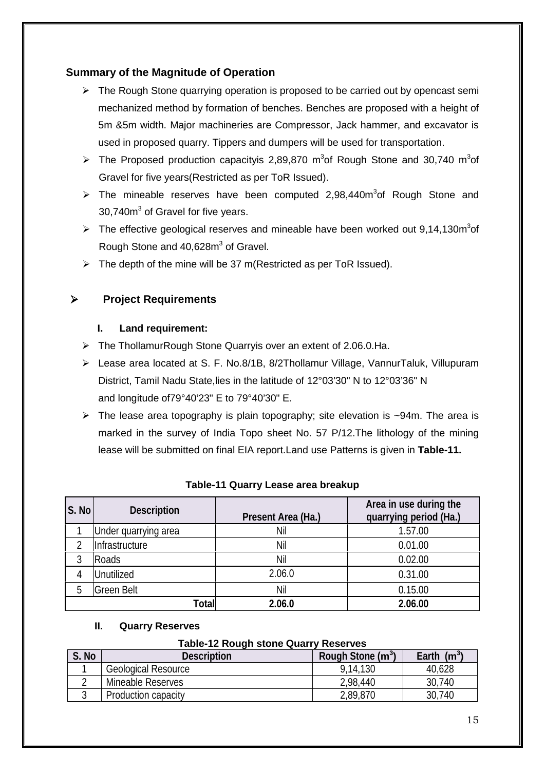### Summary of the Magnitude of Operation

- The Rough Stone quarrying operation is proposed to be carried out by opencast semi mechanized method by formation of benches. Benches are proposed with a height of 5m &5m width. Major machineries are Compressor, Jack hammer, and excavator is used in proposed quarry. Tippers and dumpers will be used for transportation.
- The Proposed production capacityis 2,89,870 $m^3$of Rough Stone and 30,740 $m^3$of Gravel for five years(Restricted as per ToR Issued).
- The mineable reserves have been computed 2,98,440$m^3$of Rough Stone and 30,740$m^3$ of Gravel for five years.
- The effective geological reserves and mineable have been worked out 9,14,130$m^3$of Rough Stone and 40,628$m^3$ of Gravel.
- The depth of the mine will be 37 m(Restricted as per ToR Issued).

### Project Requirements

#### I. Land requirement:

- The ThollamurRough Stone Quarryis over an extent of 2.06.0.Ha.
- Lease area located at S. F. No.8/1B, 8/2Thollamur Village, VannurTaluk, Villupuram District, Tamil Nadu State,lies in the latitude of 12°03'30" N to 12°03'36" N and longitude of79°40'23" E to 79°40'30" E.
- The lease area topography is plain topography; site elevation is ~94m. The area is marked in the survey of India Topo sheet No. 57 P/12.The lithology of the mining lease will be submitted on final EIA report.Land use Patterns is given in **Table-11.**

**Table-11 Quarry Lease area breakup**

| S. No | Description | Present Area (Ha.) | Area in use during the quarrying period (Ha.) |
|---|---|---|---|
| 1 | Under quarrying area | Nil | 1.57.00 |
| 2 | Infrastructure | Nil | 0.01.00 |
| 3 | Roads | Nil | 0.02.00 |
| 4 | Unutilized | 2.06.0 | 0.31.00 |
| 5 | Green Belt | Nil | 0.15.00 |
| | **Total** | **2.06.0** | **2.06.00** |

#### II. Quarry Reserves

**Table-12 Rough stone Quarry Reserves**

| S. No | Description | Rough Stone ($m^3$) | Earth ($m^3$) |
|---|---|---|---|
| 1 | Geological Resource | 9,14,130 | 40,628 |
| 2 | Mineable Reserves | 2,98,440 | 30,740 |
| 3 | Production capacity | 2,89,870 | 30,740 |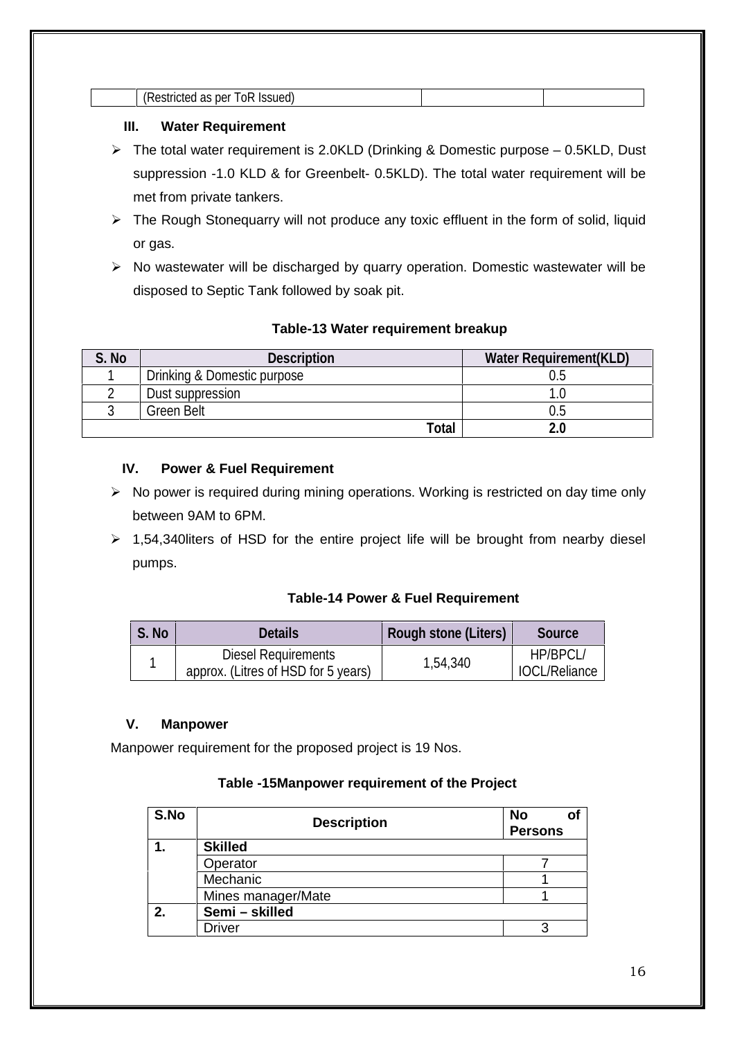| | (Restricted as per ToR Issued) | | |
|---|---|---|---|

### III. Water Requirement

- The total water requirement is 2.0KLD (Drinking & Domestic purpose – 0.5KLD, Dust suppression -1.0 KLD & for Greenbelt- 0.5KLD). The total water requirement will be met from private tankers.
- The Rough Stonequarry will not produce any toxic effluent in the form of solid, liquid or gas.
- No wastewater will be discharged by quarry operation. Domestic wastewater will be disposed to Septic Tank followed by soak pit.

**Table-13 Water requirement breakup**

| S. No | Description | Water Requirement(KLD) |
|---|---|---|
| 1 | Drinking & Domestic purpose | 0.5 |
| 2 | Dust suppression | 1.0 |
| 3 | Green Belt | 0.5 |
| | **Total** | **2.0** |

### IV. Power & Fuel Requirement

- No power is required during mining operations. Working is restricted on day time only between 9AM to 6PM.
- 1,54,340liters of HSD for the entire project life will be brought from nearby diesel pumps.

**Table-14 Power & Fuel Requirement**

| S. No | Details | Rough stone (Liters) | Source |
|---|---|---|---|
| 1 | Diesel Requirements approx. (Litres of HSD for 5 years) | 1,54,340 | HP/BPCL/ IOCL/Reliance |

### V. Manpower

Manpower requirement for the proposed project is 19 Nos.

**Table -15Manpower requirement of the Project**

| S.No | Description | No of Persons |
|---|---|---|
| **1.** | **Skilled** | |
| | Operator | 7 |
| | Mechanic | 1 |
| | Mines manager/Mate | 1 |
| **2.** | **Semi – skilled** | |
| | Driver | 3 |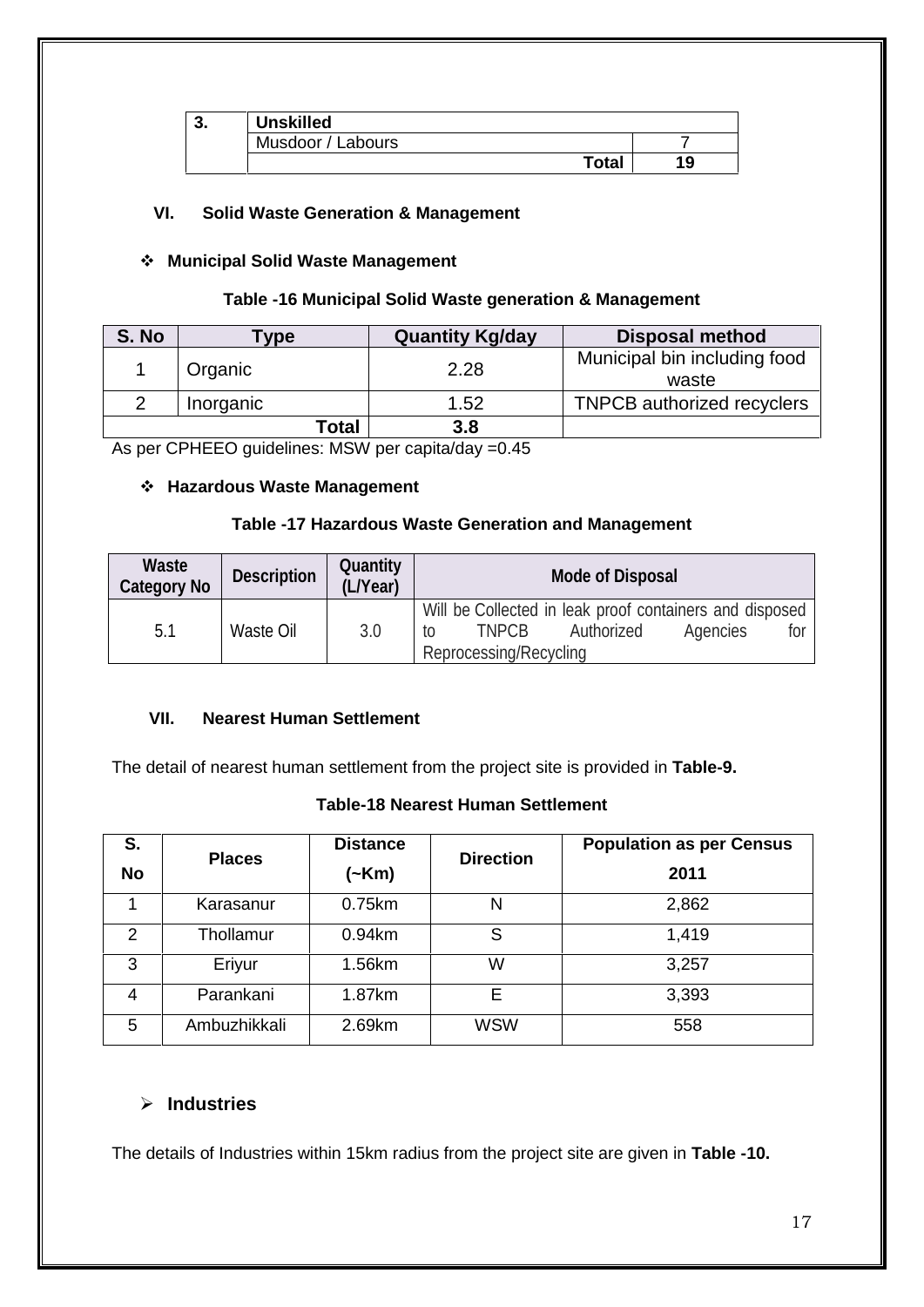| 3. | Unskilled | |
|---|---|---|
| | Musdoor / Labours | 7 |
| | **Total** | **19** |

### VI. Solid Waste Generation & Management

- **Municipal Solid Waste Management**

**Table -16 Municipal Solid Waste generation & Management**

| S. No | Type | Quantity Kg/day | Disposal method |
|---|---|---|---|
| 1 | Organic | 2.28 | Municipal bin including food waste |
| 2 | Inorganic | 1.52 | TNPCB authorized recyclers |
| | **Total** | **3.8** | |

As per CPHEEO guidelines: MSW per capita/day =0.45

- **Hazardous Waste Management**

**Table -17 Hazardous Waste Generation and Management**

| Waste Category No | Description | Quantity (L/Year) | Mode of Disposal |
|---|---|---|---|
| 5.1 | Waste Oil | 3.0 | Will be Collected in leak proof containers and disposed to TNPCB Authorized Agencies for Reprocessing/Recycling |

### VII. Nearest Human Settlement

The detail of nearest human settlement from the project site is provided in **Table-9.**

**Table-18 Nearest Human Settlement**

| S. No | Places | Distance (~Km) | Direction | Population as per Census 2011 |
|---|---|---|---|---|
| 1 | Karasanur | 0.75km | N | 2,862 |
| 2 | Thollamur | 0.94km | S | 1,419 |
| 3 | Eriyur | 1.56km | W | 3,257 |
| 4 | Parankani | 1.87km | E | 3,393 |
| 5 | Ambuzhikkali | 2.69km | WSW | 558 |

- **Industries**

The details of Industries within 15km radius from the project site are given in **Table -10.**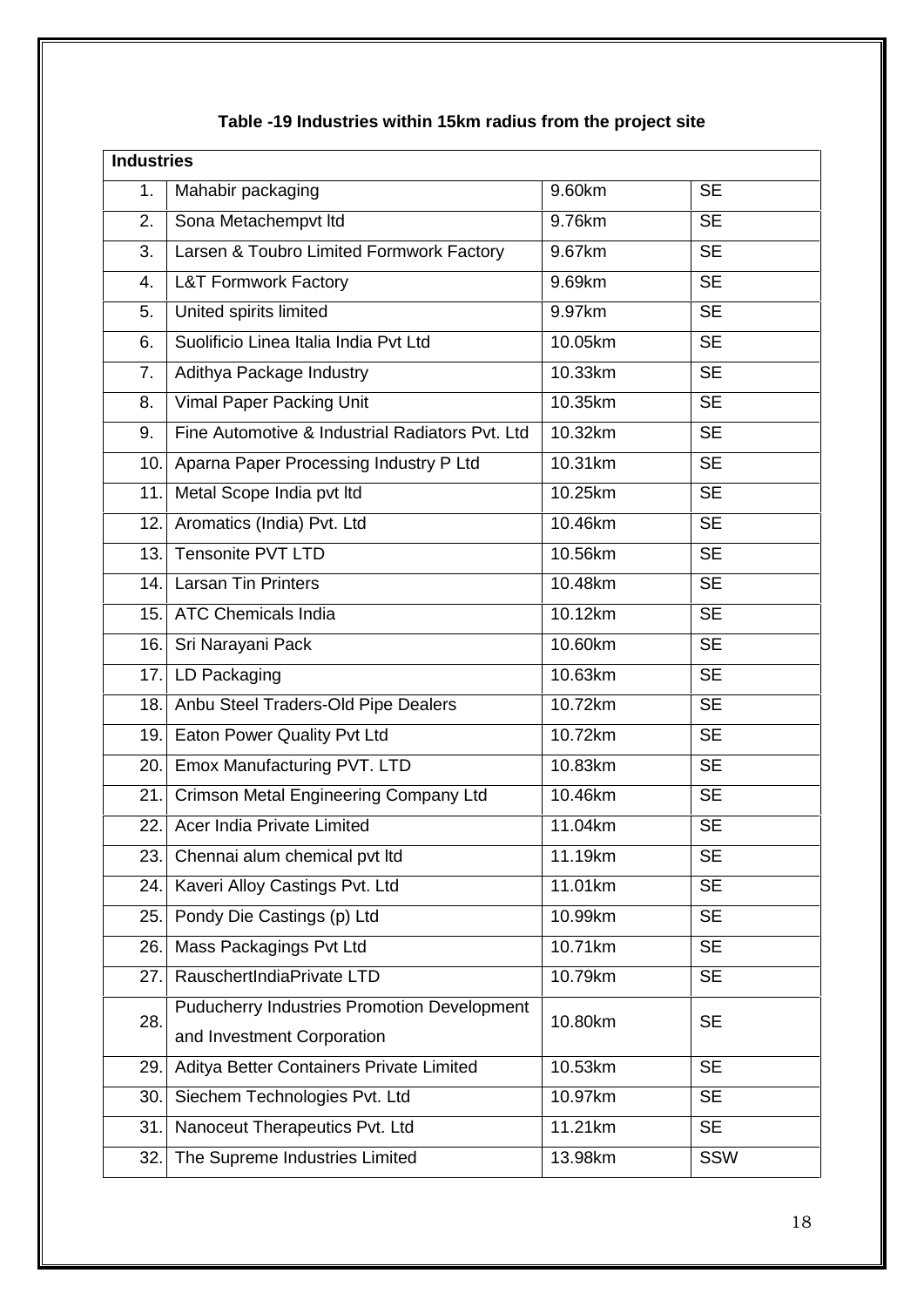**Table -19 Industries within 15km radius from the project site**

| Industries | | | |
|---|---|---|---|
| 1. | Mahabir packaging | 9.60km | SE |
| 2. | Sona Metachempvt ltd | 9.76km | SE |
| 3. | Larsen & Toubro Limited Formwork Factory | 9.67km | SE |
| 4. | L&T Formwork Factory | 9.69km | SE |
| 5. | United spirits limited | 9.97km | SE |
| 6. | Suolificio Linea Italia India Pvt Ltd | 10.05km | SE |
| 7. | Adithya Package Industry | 10.33km | SE |
| 8. | Vimal Paper Packing Unit | 10.35km | SE |
| 9. | Fine Automotive & Industrial Radiators Pvt. Ltd | 10.32km | SE |
| 10. | Aparna Paper Processing Industry P Ltd | 10.31km | SE |
| 11. | Metal Scope India pvt ltd | 10.25km | SE |
| 12. | Aromatics (India) Pvt. Ltd | 10.46km | SE |
| 13. | Tensonite PVT LTD | 10.56km | SE |
| 14. | Larsan Tin Printers | 10.48km | SE |
| 15. | ATC Chemicals India | 10.12km | SE |
| 16. | Sri Narayani Pack | 10.60km | SE |
| 17. | LD Packaging | 10.63km | SE |
| 18. | Anbu Steel Traders-Old Pipe Dealers | 10.72km | SE |
| 19. | Eaton Power Quality Pvt Ltd | 10.72km | SE |
| 20. | Emox Manufacturing PVT. LTD | 10.83km | SE |
| 21. | Crimson Metal Engineering Company Ltd | 10.46km | SE |
| 22. | Acer India Private Limited | 11.04km | SE |
| 23. | Chennai alum chemical pvt ltd | 11.19km | SE |
| 24. | Kaveri Alloy Castings Pvt. Ltd | 11.01km | SE |
| 25. | Pondy Die Castings (p) Ltd | 10.99km | SE |
| 26. | Mass Packagings Pvt Ltd | 10.71km | SE |
| 27. | RauschertIndiaPrivate LTD | 10.79km | SE |
| 28. | Puducherry Industries Promotion Development and Investment Corporation | 10.80km | SE |
| 29. | Aditya Better Containers Private Limited | 10.53km | SE |
| 30. | Siechem Technologies Pvt. Ltd | 10.97km | SE |
| 31. | Nanoceut Therapeutics Pvt. Ltd | 11.21km | SE |
| 32. | The Supreme Industries Limited | 13.98km | SSW |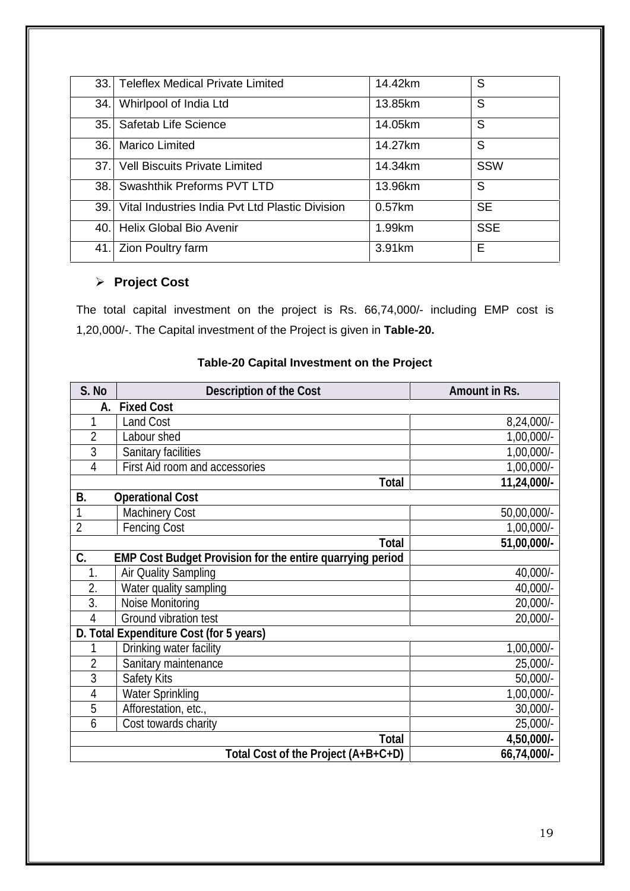| | | | |
|---|---|---|---|
| 33. | Teleflex Medical Private Limited | 14.42km | S |
| 34. | Whirlpool of India Ltd | 13.85km | S |
| 35. | Safetab Life Science | 14.05km | S |
| 36. | Marico Limited | 14.27km | S |
| 37. | Vell Biscuits Private Limited | 14.34km | SSW |
| 38. | Swashthik Preforms PVT LTD | 13.96km | S |
| 39. | Vital Industries India Pvt Ltd Plastic Division | 0.57km | SE |
| 40. | Helix Global Bio Avenir | 1.99km | SSE |
| 41. | Zion Poultry farm | 3.91km | E |

- **Project Cost**

The total capital investment on the project is Rs. 66,74,000/- including EMP cost is 1,20,000/-. The Capital investment of the Project is given in **Table-20.**

**Table-20 Capital Investment on the Project**

| S. No | Description of the Cost | Amount in Rs. |
|---|---|---|
| **A.** | **Fixed Cost** | |
| 1 | Land Cost | 8,24,000/- |
| 2 | Labour shed | 1,00,000/- |
| 3 | Sanitary facilities | 1,00,000/- |
| 4 | First Aid room and accessories | 1,00,000/- |
| | **Total** | **11,24,000/-** |
| **B.** | **Operational Cost** | |
| 1 | Machinery Cost | 50,00,000/- |
| 2 | Fencing Cost | 1,00,000/- |
| | **Total** | **51,00,000/-** |
| **C.** | **EMP Cost Budget Provision for the entire quarrying period** | |
| 1. | Air Quality Sampling | 40,000/- |
| 2. | Water quality sampling | 40,000/- |
| 3. | Noise Monitoring | 20,000/- |
| 4 | Ground vibration test | 20,000/- |
| **D.** | **Total Expenditure Cost (for 5 years)** | |
| 1 | Drinking water facility | 1,00,000/- |
| 2 | Sanitary maintenance | 25,000/- |
| 3 | Safety Kits | 50,000/- |
| 4 | Water Sprinkling | 1,00,000/- |
| 5 | Afforestation, etc., | 30,000/- |
| 6 | Cost towards charity | 25,000/- |
| | **Total** | **4,50,000/-** |
| | **Total Cost of the Project (A+B+C+D)** | **66,74,000/-** |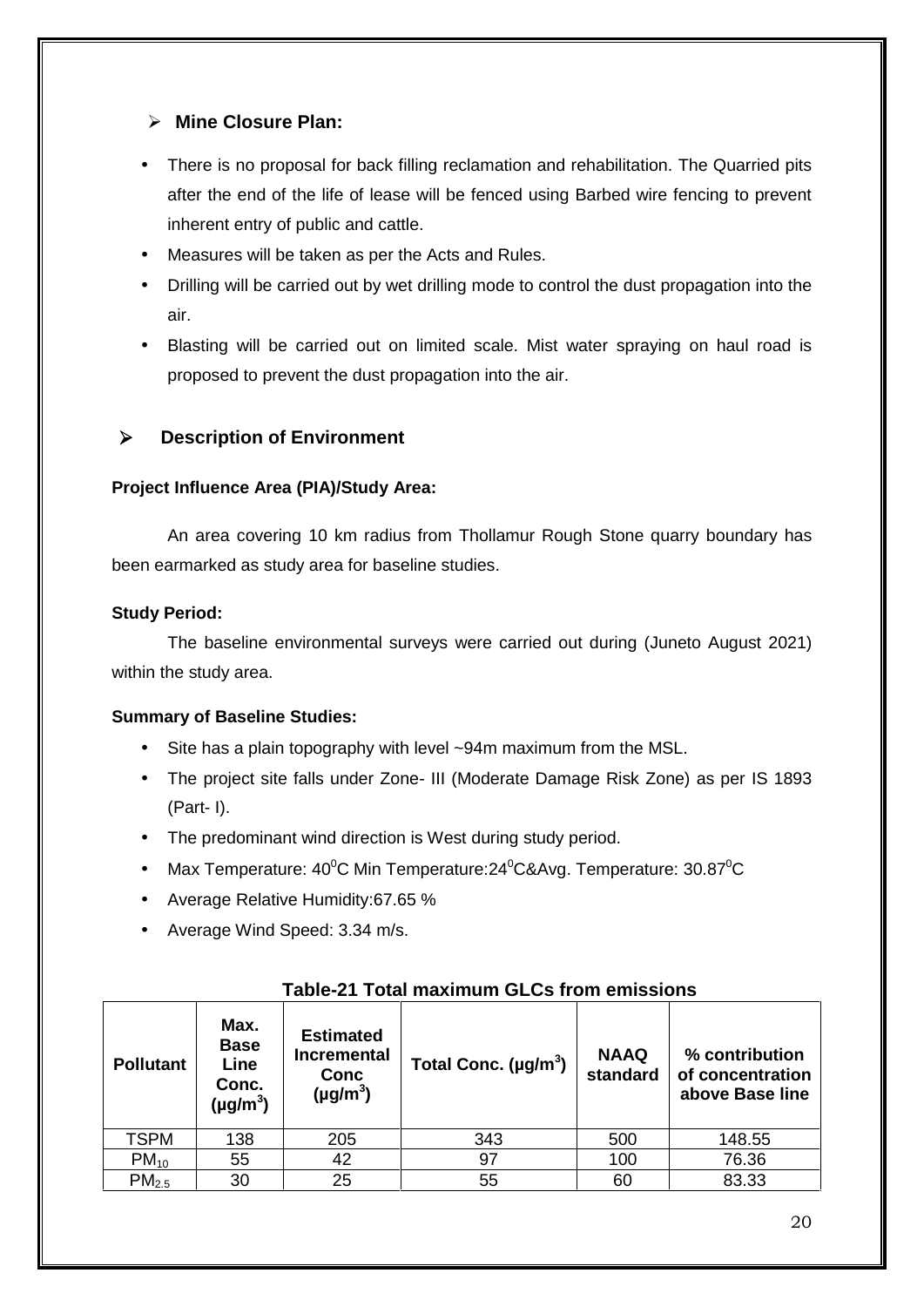- **Mine Closure Plan:**

- There is no proposal for back filling reclamation and rehabilitation. The Quarried pits after the end of the life of lease will be fenced using Barbed wire fencing to prevent inherent entry of public and cattle.
- Measures will be taken as per the Acts and Rules.
- Drilling will be carried out by wet drilling mode to control the dust propagation into the air.
- Blasting will be carried out on limited scale. Mist water spraying on haul road is proposed to prevent the dust propagation into the air.

- **Description of Environment**

**Project Influence Area (PIA)/Study Area:**

An area covering 10 km radius from Thollamur Rough Stone quarry boundary has been earmarked as study area for baseline studies.

**Study Period:**

The baseline environmental surveys were carried out during (Juneto August 2021) within the study area.

**Summary of Baseline Studies:**

- Site has a plain topography with level ~94m maximum from the MSL.
- The project site falls under Zone- III (Moderate Damage Risk Zone) as per IS 1893 (Part- I).
- The predominant wind direction is West during study period.
- Max Temperature: $40^0$C Min Temperature:$24^0$C&Avg. Temperature: $30.87^0$C
- Average Relative Humidity:67.65 %
- Average Wind Speed: 3.34 m/s.

**Table-21 Total maximum GLCs from emissions**

| Pollutant | Max. Base Line Conc. (µg/m$^3$) | Estimated Incremental Conc (µg/m$^3$) | Total Conc. (µg/m$^3$) | NAAQ standard | % contribution of concentration above Base line |
|---|---|---|---|---|---|
| TSPM | 138 | 205 | 343 | 500 | 148.55 |
| $PM_{10}$ | 55 | 42 | 97 | 100 | 76.36 |
| $PM_{2.5}$ | 30 | 25 | 55 | 60 | 83.33 |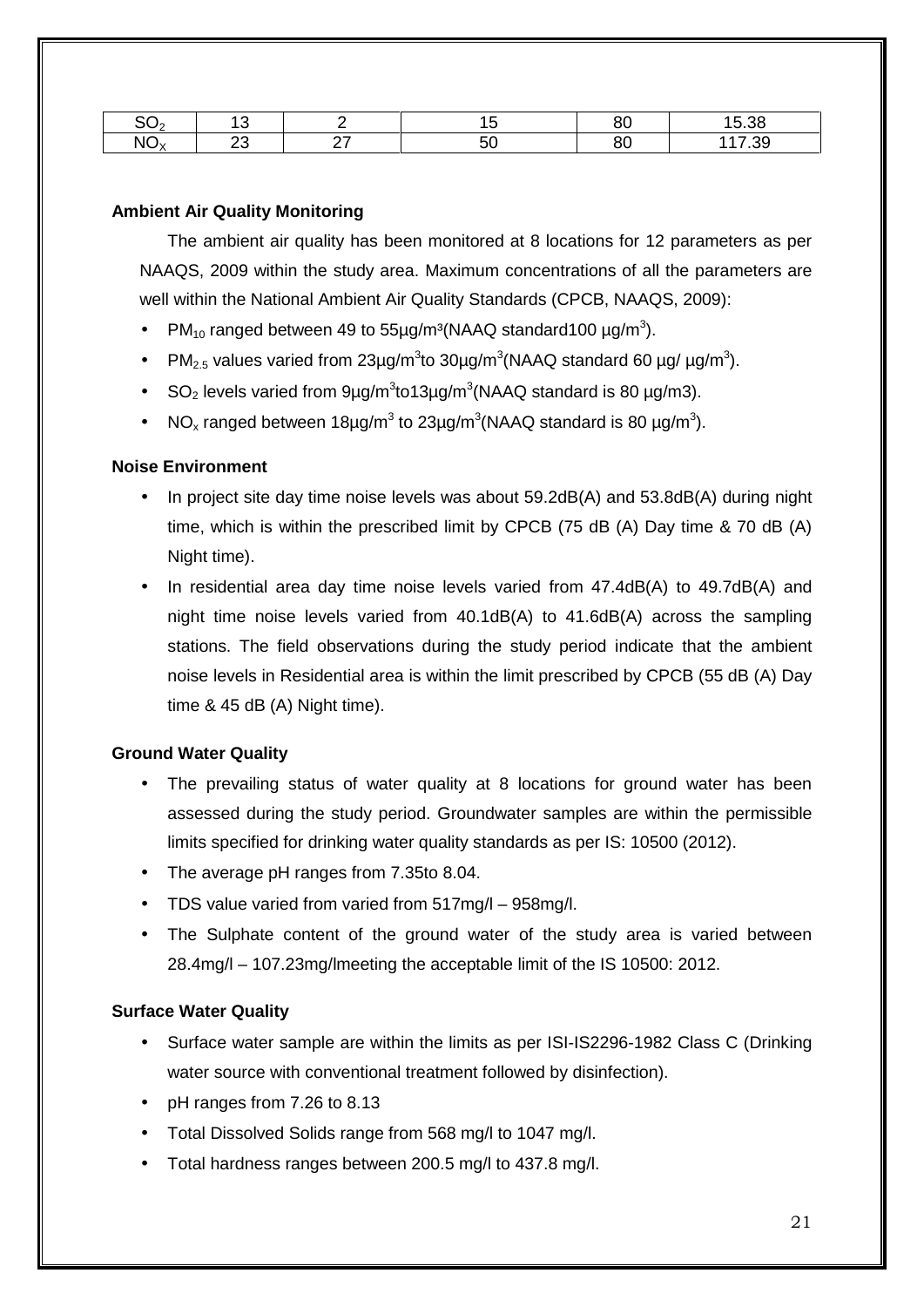| $SO_2$ | 13 | 2 | 15 | 80 | 15.38 |
|---|---|---|---|---|---|
| $NO_X$ | 23 | 27 | 50 | 80 | 117.39 |

**Ambient Air Quality Monitoring**

The ambient air quality has been monitored at 8 locations for 12 parameters as per NAAQS, 2009 within the study area. Maximum concentrations of all the parameters are well within the National Ambient Air Quality Standards (CPCB, NAAQS, 2009):

- $PM_{10}$ ranged between 49 to 55µg/m³(NAAQ standard100 µg/$m^3$).
- $PM_{2.5}$ values varied from 23µg/$m^3$to 30µg/$m^3$(NAAQ standard 60 µg/ µg/$m^3$).
- $SO_2$ levels varied from 9µg/$m^3$to13µg/$m^3$(NAAQ standard is 80 µg/m3).
- $NO_x$ ranged between 18µg/$m^3$ to 23µg/$m^3$(NAAQ standard is 80 µg/$m^3$).

**Noise Environment**

- In project site day time noise levels was about 59.2dB(A) and 53.8dB(A) during night time, which is within the prescribed limit by CPCB (75 dB (A) Day time & 70 dB (A) Night time).
- In residential area day time noise levels varied from 47.4dB(A) to 49.7dB(A) and night time noise levels varied from 40.1dB(A) to 41.6dB(A) across the sampling stations. The field observations during the study period indicate that the ambient noise levels in Residential area is within the limit prescribed by CPCB (55 dB (A) Day time & 45 dB (A) Night time).

**Ground Water Quality**

- The prevailing status of water quality at 8 locations for ground water has been assessed during the study period. Groundwater samples are within the permissible limits specified for drinking water quality standards as per IS: 10500 (2012).
- The average pH ranges from 7.35to 8.04.
- TDS value varied from varied from 517mg/l – 958mg/l.
- The Sulphate content of the ground water of the study area is varied between 28.4mg/l – 107.23mg/lmeeting the acceptable limit of the IS 10500: 2012.

**Surface Water Quality**

- Surface water sample are within the limits as per ISI-IS2296-1982 Class C (Drinking water source with conventional treatment followed by disinfection).
- pH ranges from 7.26 to 8.13
- Total Dissolved Solids range from 568 mg/l to 1047 mg/l.
- Total hardness ranges between 200.5 mg/l to 437.8 mg/l.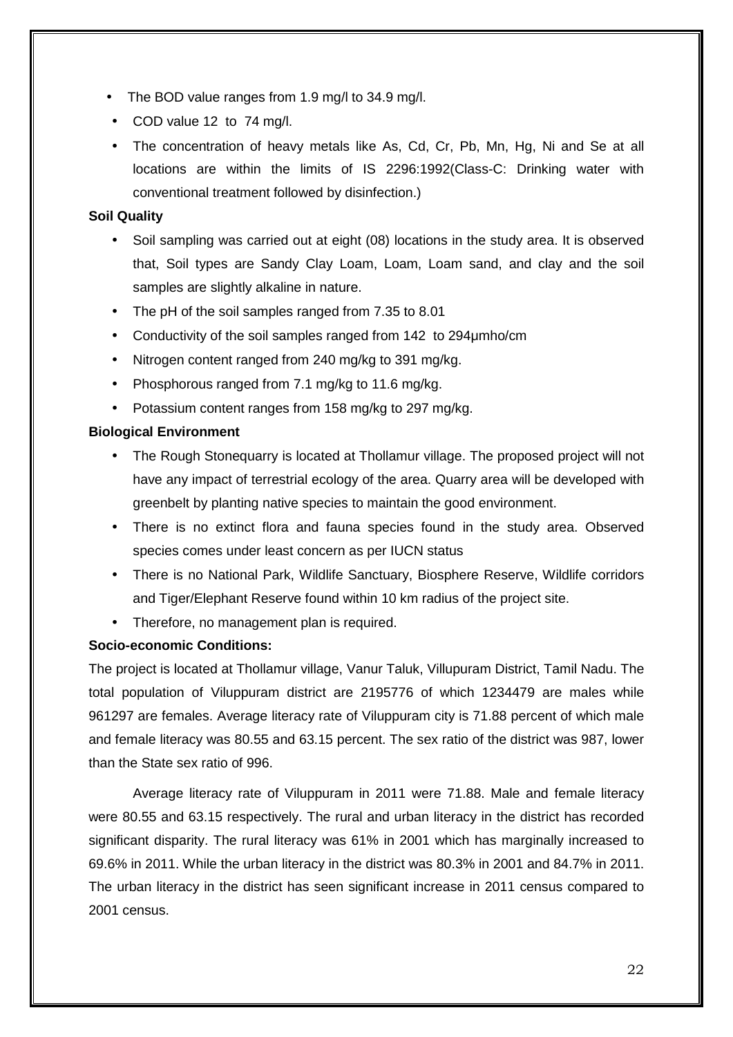- The BOD value ranges from 1.9 mg/l to 34.9 mg/l.
- COD value 12 to 74 mg/l.
- The concentration of heavy metals like As, Cd, Cr, Pb, Mn, Hg, Ni and Se at all locations are within the limits of IS 2296:1992(Class-C: Drinking water with conventional treatment followed by disinfection.)

**Soil Quality**

- Soil sampling was carried out at eight (08) locations in the study area. It is observed that, Soil types are Sandy Clay Loam, Loam, Loam sand, and clay and the soil samples are slightly alkaline in nature.
- The pH of the soil samples ranged from 7.35 to 8.01
- Conductivity of the soil samples ranged from 142 to 294µmho/cm
- Nitrogen content ranged from 240 mg/kg to 391 mg/kg.
- Phosphorous ranged from 7.1 mg/kg to 11.6 mg/kg.
- Potassium content ranges from 158 mg/kg to 297 mg/kg.

**Biological Environment**

- The Rough Stonequarry is located at Thollamur village. The proposed project will not have any impact of terrestrial ecology of the area. Quarry area will be developed with greenbelt by planting native species to maintain the good environment.
- There is no extinct flora and fauna species found in the study area. Observed species comes under least concern as per IUCN status
- There is no National Park, Wildlife Sanctuary, Biosphere Reserve, Wildlife corridors and Tiger/Elephant Reserve found within 10 km radius of the project site.
- Therefore, no management plan is required.

**Socio-economic Conditions:**

The project is located at Thollamur village, Vanur Taluk, Villupuram District, Tamil Nadu. The total population of Viluppuram district are 2195776 of which 1234479 are males while 961297 are females. Average literacy rate of Viluppuram city is 71.88 percent of which male and female literacy was 80.55 and 63.15 percent. The sex ratio of the district was 987, lower than the State sex ratio of 996.

Average literacy rate of Viluppuram in 2011 were 71.88. Male and female literacy were 80.55 and 63.15 respectively. The rural and urban literacy in the district has recorded significant disparity. The rural literacy was 61% in 2001 which has marginally increased to 69.6% in 2011. While the urban literacy in the district was 80.3% in 2001 and 84.7% in 2011. The urban literacy in the district has seen significant increase in 2011 census compared to 2001 census.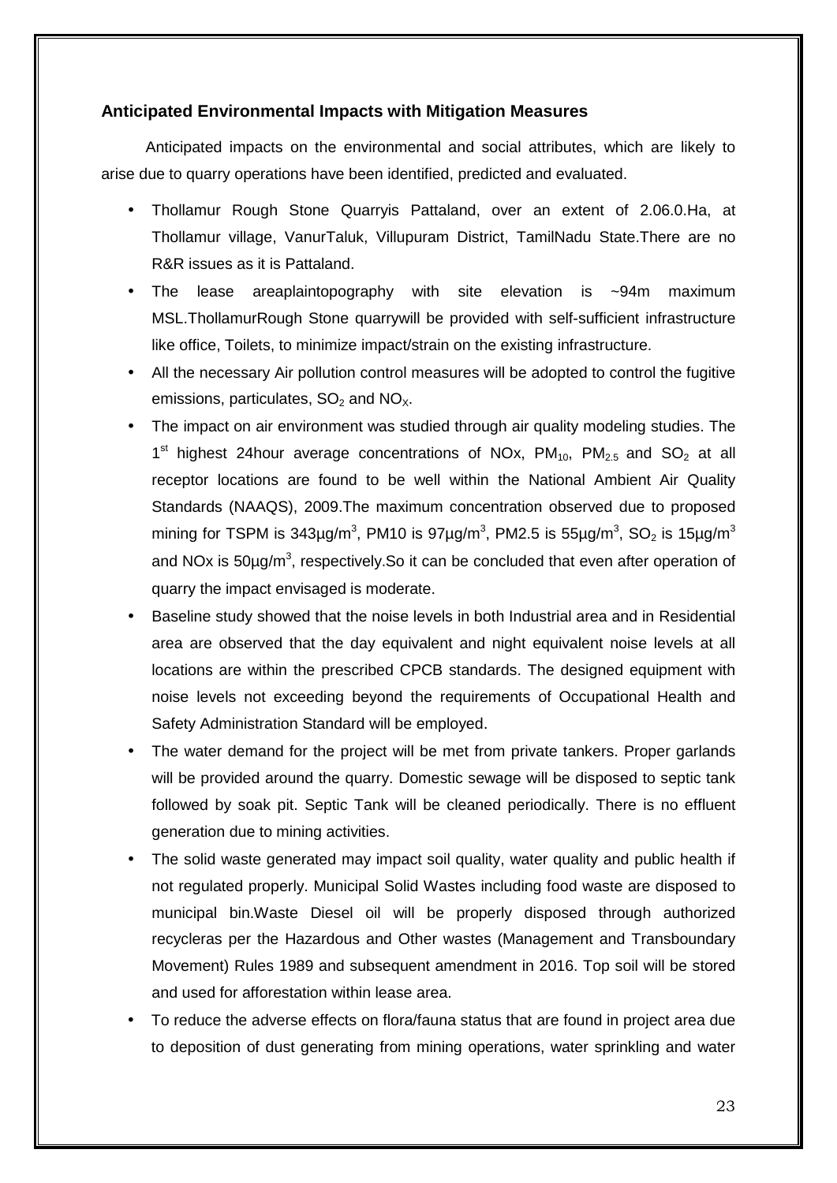### Anticipated Environmental Impacts with Mitigation Measures

Anticipated impacts on the environmental and social attributes, which are likely to arise due to quarry operations have been identified, predicted and evaluated.

- Thollamur Rough Stone Quarryis Pattaland, over an extent of 2.06.0.Ha, at Thollamur village, VanurTaluk, Villupuram District, TamilNadu State.There are no R&R issues as it is Pattaland.
- The lease areaplaintopography with site elevation is ~94m maximum MSL.ThollamurRough Stone quarrywill be provided with self-sufficient infrastructure like office, Toilets, to minimize impact/strain on the existing infrastructure.
- All the necessary Air pollution control measures will be adopted to control the fugitive emissions, particulates, $SO_2$ and $NO_X$.
- The impact on air environment was studied through air quality modeling studies. The 1st highest 24hour average concentrations of NOx, $PM_{10}$, $PM_{2.5}$ and $SO_2$ at all receptor locations are found to be well within the National Ambient Air Quality Standards (NAAQS), 2009.The maximum concentration observed due to proposed mining for TSPM is 343µg/m$^3$, PM10 is 97µg/m$^3$, PM2.5 is 55µg/m$^3$, $SO_2$ is 15µg/m$^3$ and NOx is 50µg/m$^3$, respectively.So it can be concluded that even after operation of quarry the impact envisaged is moderate.
- Baseline study showed that the noise levels in both Industrial area and in Residential area are observed that the day equivalent and night equivalent noise levels at all locations are within the prescribed CPCB standards. The designed equipment with noise levels not exceeding beyond the requirements of Occupational Health and Safety Administration Standard will be employed.
- The water demand for the project will be met from private tankers. Proper garlands will be provided around the quarry. Domestic sewage will be disposed to septic tank followed by soak pit. Septic Tank will be cleaned periodically. There is no effluent generation due to mining activities.
- The solid waste generated may impact soil quality, water quality and public health if not regulated properly. Municipal Solid Wastes including food waste are disposed to municipal bin.Waste Diesel oil will be properly disposed through authorized recycleras per the Hazardous and Other wastes (Management and Transboundary Movement) Rules 1989 and subsequent amendment in 2016. Top soil will be stored and used for afforestation within lease area.
- To reduce the adverse effects on flora/fauna status that are found in project area due to deposition of dust generating from mining operations, water sprinkling and water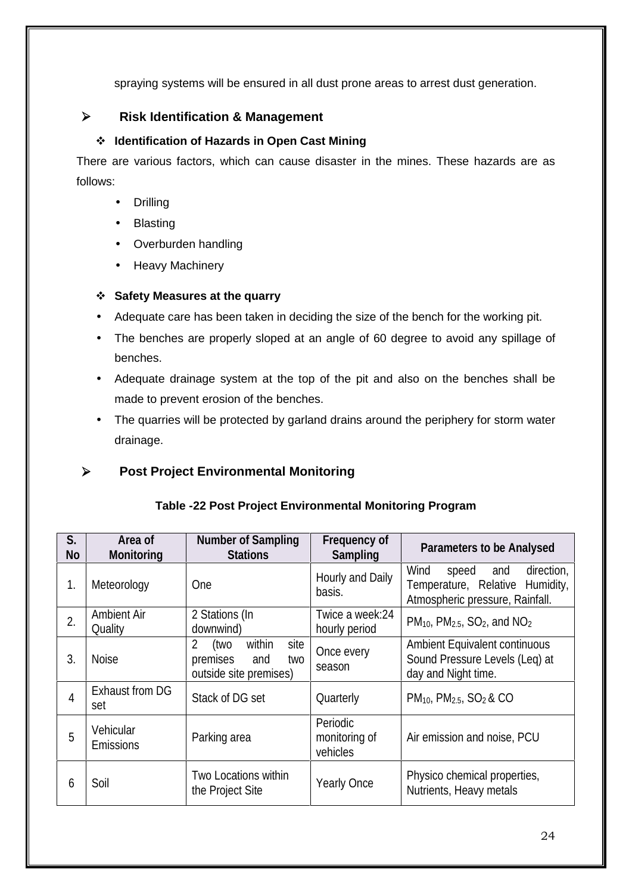spraying systems will be ensured in all dust prone areas to arrest dust generation.

## Risk Identification & Management

### Identification of Hazards in Open Cast Mining

There are various factors, which can cause disaster in the mines. These hazards are as follows:

- Drilling
- Blasting
- Overburden handling
- Heavy Machinery

### Safety Measures at the quarry

- Adequate care has been taken in deciding the size of the bench for the working pit.
- The benches are properly sloped at an angle of 60 degree to avoid any spillage of benches.
- Adequate drainage system at the top of the pit and also on the benches shall be made to prevent erosion of the benches.
- The quarries will be protected by garland drains around the periphery for storm water drainage.

## Post Project Environmental Monitoring

**Table -22 Post Project Environmental Monitoring Program**

| S. No | Area of Monitoring | Number of Sampling Stations | Frequency of Sampling | Parameters to be Analysed |
|---|---|---|---|---|
| 1. | Meteorology | One | Hourly and Daily basis. | Wind speed and direction, Temperature, Relative Humidity, Atmospheric pressure, Rainfall. |
| 2. | Ambient Air Quality | 2 Stations (In downwind) | Twice a week:24 hourly period | $PM_{10}$, $PM_{2.5}$, $SO_2$, and $NO_2$ |
| 3. | Noise | 2 (two within site premises and two outside site premises) | Once every season | Ambient Equivalent continuous Sound Pressure Levels (Leq) at day and Night time. |
| 4 | Exhaust from DG set | Stack of DG set | Quarterly | $PM_{10}$, $PM_{2.5}$, $SO_2$ & CO |
| 5 | Vehicular Emissions | Parking area | Periodic monitoring of vehicles | Air emission and noise, PCU |
| 6 | Soil | Two Locations within the Project Site | Yearly Once | Physico chemical properties, Nutrients, Heavy metals |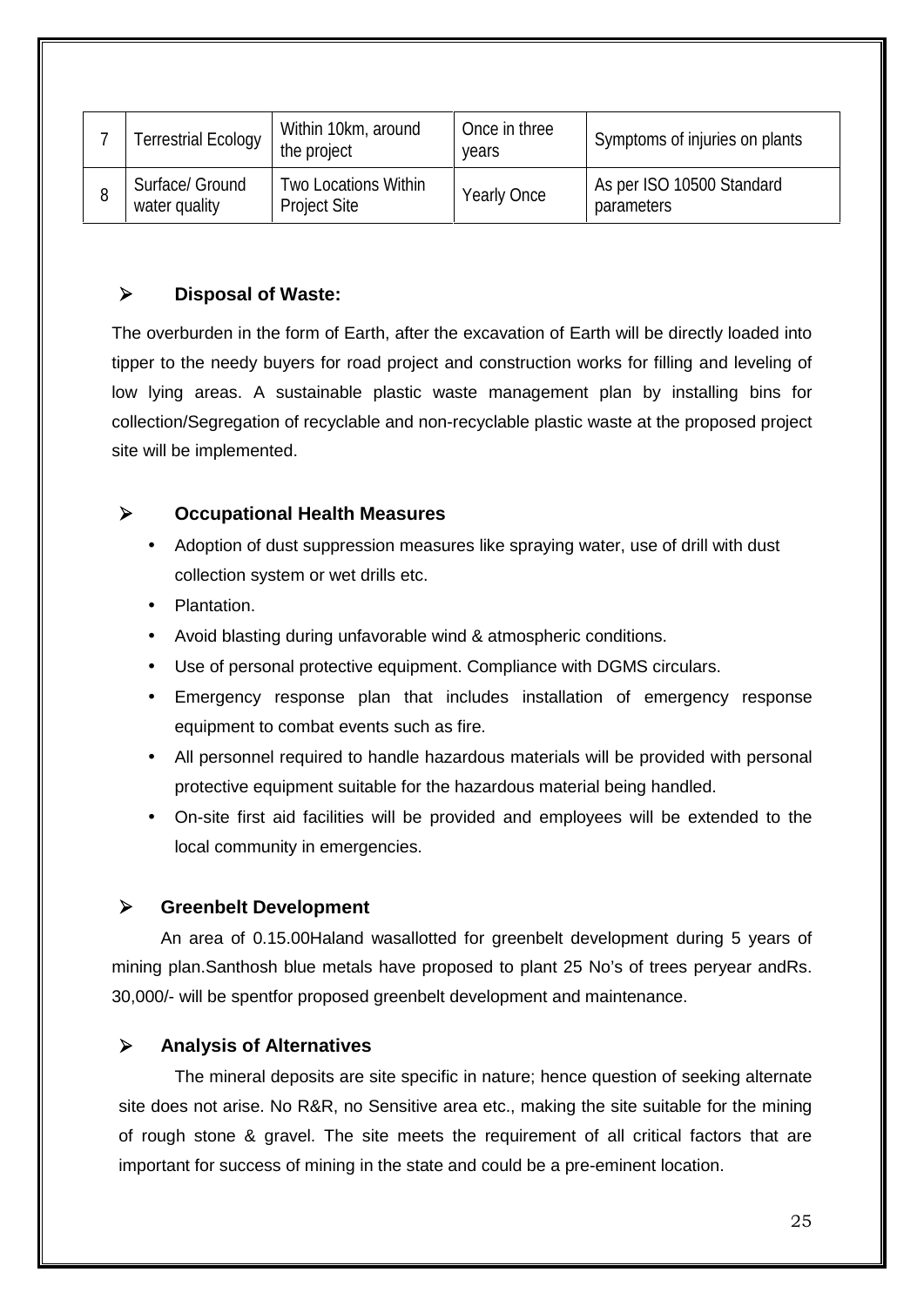| 7 | Terrestrial Ecology | Within 10km, around the project | Once in three years | Symptoms of injuries on plants |
|---|---|---|---|---|
| 8 | Surface/ Ground water quality | Two Locations Within Project Site | Yearly Once | As per ISO 10500 Standard parameters |

- **Disposal of Waste:**

The overburden in the form of Earth, after the excavation of Earth will be directly loaded into tipper to the needy buyers for road project and construction works for filling and leveling of low lying areas. A sustainable plastic waste management plan by installing bins for collection/Segregation of recyclable and non-recyclable plastic waste at the proposed project site will be implemented.

- **Occupational Health Measures**
    - Adoption of dust suppression measures like spraying water, use of drill with dust collection system or wet drills etc.
    - Plantation.
    - Avoid blasting during unfavorable wind & atmospheric conditions.
    - Use of personal protective equipment. Compliance with DGMS circulars.
    - Emergency response plan that includes installation of emergency response equipment to combat events such as fire.
    - All personnel required to handle hazardous materials will be provided with personal protective equipment suitable for the hazardous material being handled.
    - On-site first aid facilities will be provided and employees will be extended to the local community in emergencies.

- **Greenbelt Development**

An area of 0.15.00Haland wasallotted for greenbelt development during 5 years of mining plan.Santhosh blue metals have proposed to plant 25 No's of trees peryear andRs. 30,000/- will be spentfor proposed greenbelt development and maintenance.

- **Analysis of Alternatives**

The mineral deposits are site specific in nature; hence question of seeking alternate site does not arise. No R&R, no Sensitive area etc., making the site suitable for the mining of rough stone & gravel. The site meets the requirement of all critical factors that are important for success of mining in the state and could be a pre-eminent location.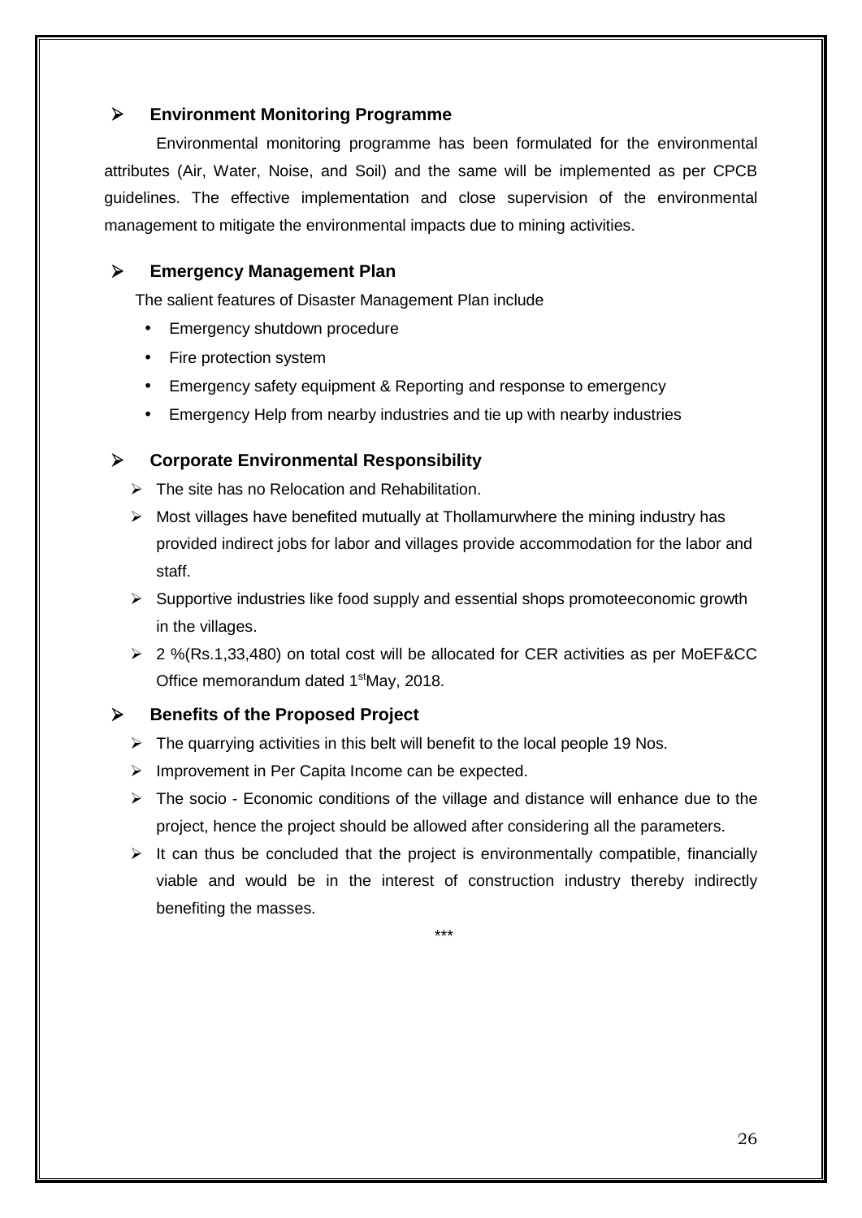- **Environment Monitoring Programme**

Environmental monitoring programme has been formulated for the environmental attributes (Air, Water, Noise, and Soil) and the same will be implemented as per CPCB guidelines. The effective implementation and close supervision of the environmental management to mitigate the environmental impacts due to mining activities.

- **Emergency Management Plan**

The salient features of Disaster Management Plan include

- Emergency shutdown procedure
- Fire protection system
- Emergency safety equipment & Reporting and response to emergency
- Emergency Help from nearby industries and tie up with nearby industries

- **Corporate Environmental Responsibility**
  - The site has no Relocation and Rehabilitation.
  - Most villages have benefited mutually at Thollamurwhere the mining industry has provided indirect jobs for labor and villages provide accommodation for the labor and staff.
  - Supportive industries like food supply and essential shops promoteeconomic growth in the villages.
  - 2 %(Rs.1,33,480) on total cost will be allocated for CER activities as per MoEF&CC Office memorandum dated 1st May, 2018.

- **Benefits of the Proposed Project**
  - The quarrying activities in this belt will benefit to the local people 19 Nos.
  - Improvement in Per Capita Income can be expected.
  - The socio - Economic conditions of the village and distance will enhance due to the project, hence the project should be allowed after considering all the parameters.
  - It can thus be concluded that the project is environmentally compatible, financially viable and would be in the interest of construction industry thereby indirectly benefiting the masses.

***